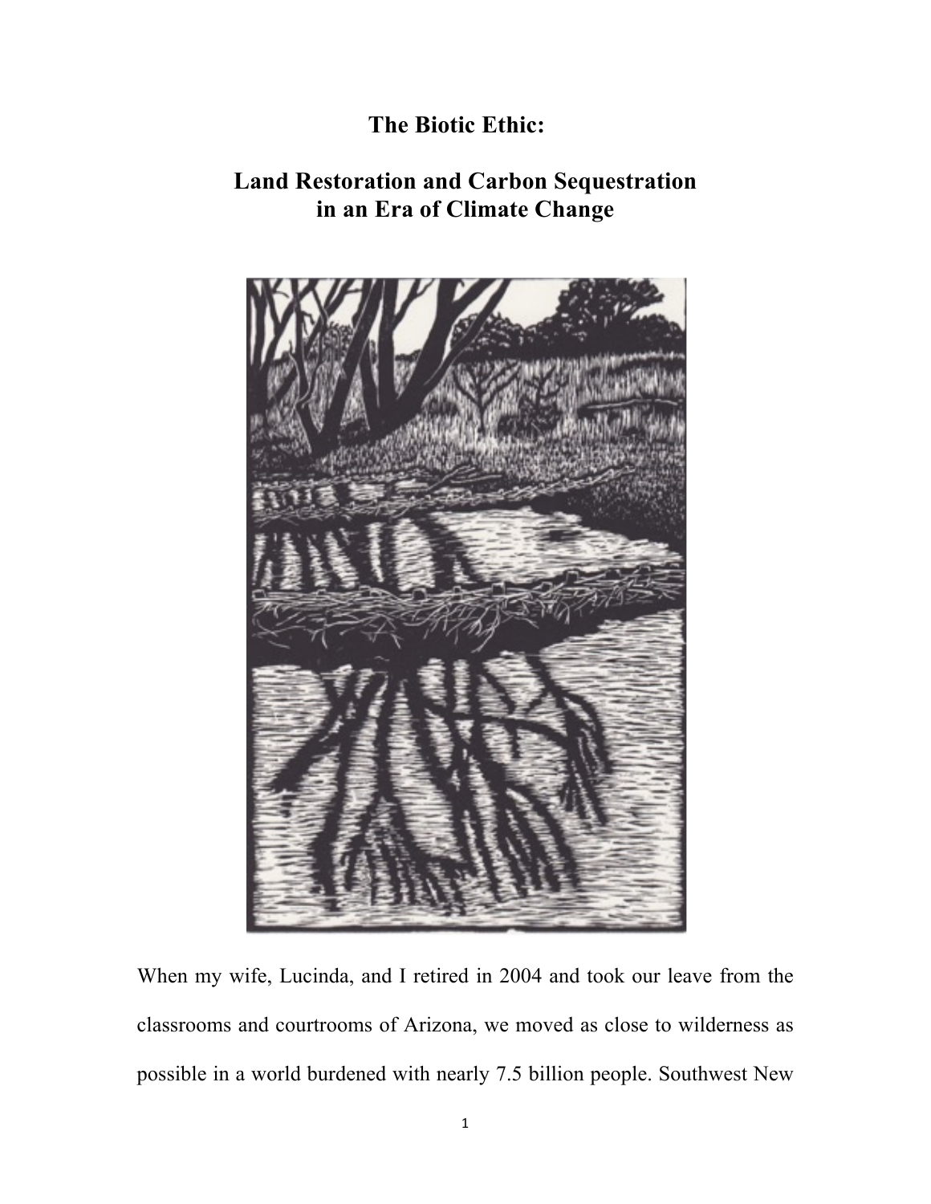# The Biotic Ethic:

## Land Restoration and Carbon Sequestration in an Era of Climate Change

When my wife, Lucinda, and I retired in 2004 and took our leave from the classrooms and courtrooms of Arizona, we moved as close to wilderness as possible in a world burdened with nearly 7.5 billion people. Southwest New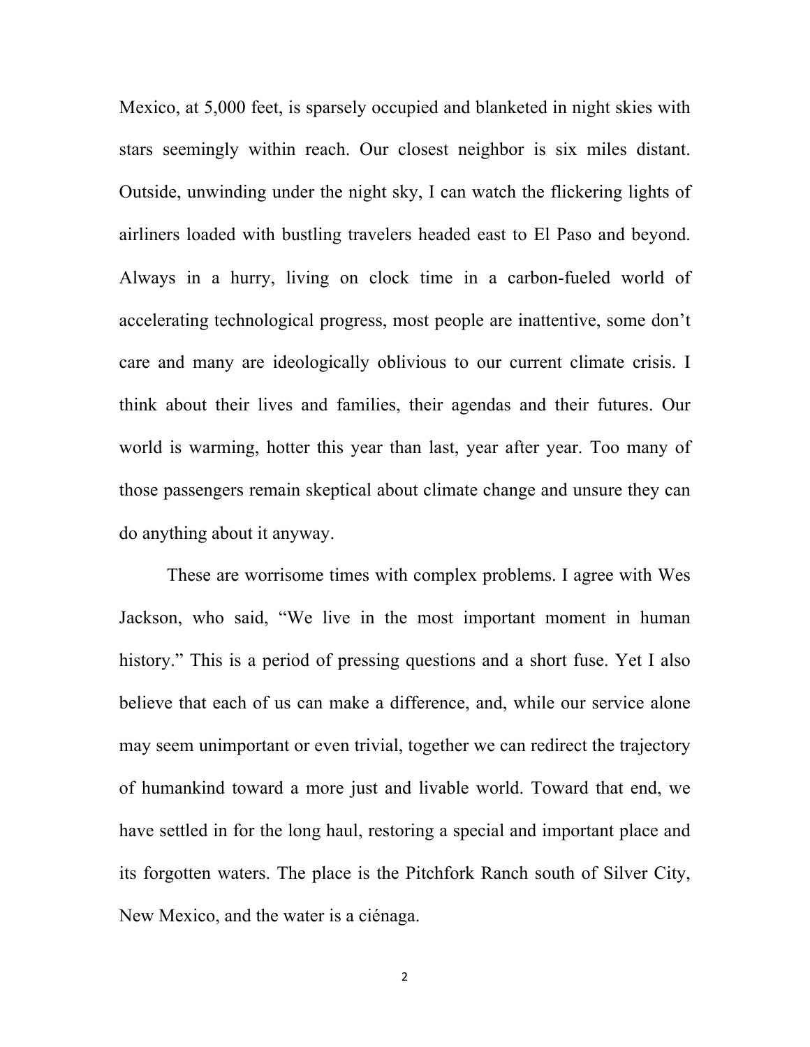Mexico, at 5,000 feet, is sparsely occupied and blanketed in night skies with stars seemingly within reach. Our closest neighbor is six miles distant. Outside, unwinding under the night sky, I can watch the flickering lights of airliners loaded with bustling travelers headed east to El Paso and beyond. Always in a hurry, living on clock time in a carbon-fueled world of accelerating technological progress, most people are inattentive, some don't care and many are ideologically oblivious to our current climate crisis. I think about their lives and families, their agendas and their futures. Our world is warming, hotter this year than last, year after year. Too many of those passengers remain skeptical about climate change and unsure they can do anything about it anyway.

These are worrisome times with complex problems. I agree with Wes Jackson, who said, "We live in the most important moment in human history." This is a period of pressing questions and a short fuse. Yet I also believe that each of us can make a difference, and, while our service alone may seem unimportant or even trivial, together we can redirect the trajectory of humankind toward a more just and livable world. Toward that end, we have settled in for the long haul, restoring a special and important place and its forgotten waters. The place is the Pitchfork Ranch south of Silver City, New Mexico, and the water is a ciénaga.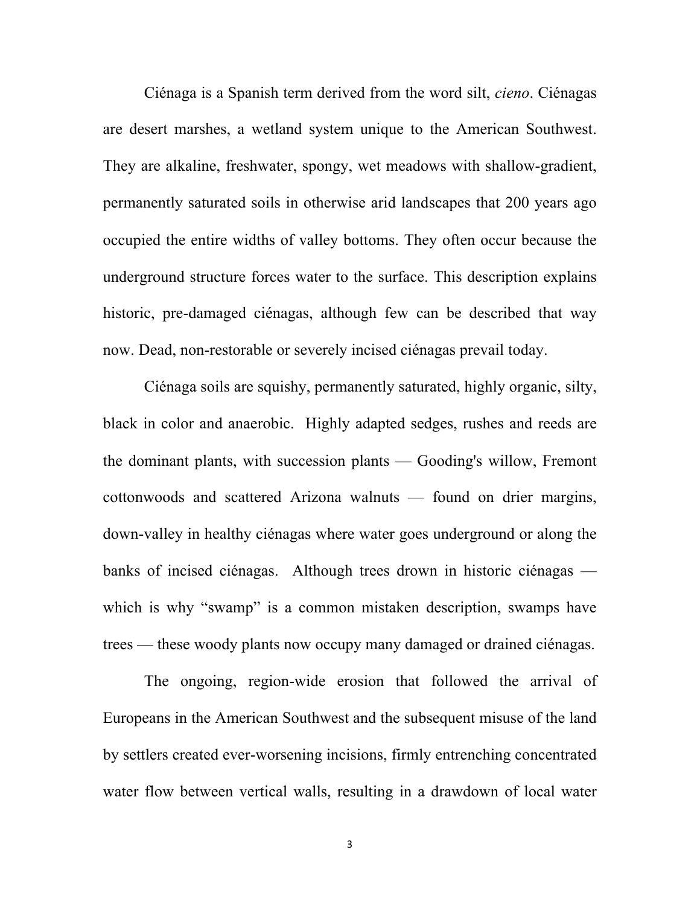Ciénaga is a Spanish term derived from the word silt, *cieno*. Ciénagas are desert marshes, a wetland system unique to the American Southwest. They are alkaline, freshwater, spongy, wet meadows with shallow-gradient, permanently saturated soils in otherwise arid landscapes that 200 years ago occupied the entire widths of valley bottoms. They often occur because the underground structure forces water to the surface. This description explains historic, pre-damaged ciénagas, although few can be described that way now. Dead, non-restorable or severely incised ciénagas prevail today.

Ciénaga soils are squishy, permanently saturated, highly organic, silty, black in color and anaerobic. Highly adapted sedges, rushes and reeds are the dominant plants, with succession plants — Gooding's willow, Fremont cottonwoods and scattered Arizona walnuts — found on drier margins, down-valley in healthy ciénagas where water goes underground or along the banks of incised ciénagas. Although trees drown in historic ciénagas — which is why "swamp" is a common mistaken description, swamps have trees — these woody plants now occupy many damaged or drained ciénagas.

The ongoing, region-wide erosion that followed the arrival of Europeans in the American Southwest and the subsequent misuse of the land by settlers created ever-worsening incisions, firmly entrenching concentrated water flow between vertical walls, resulting in a drawdown of local water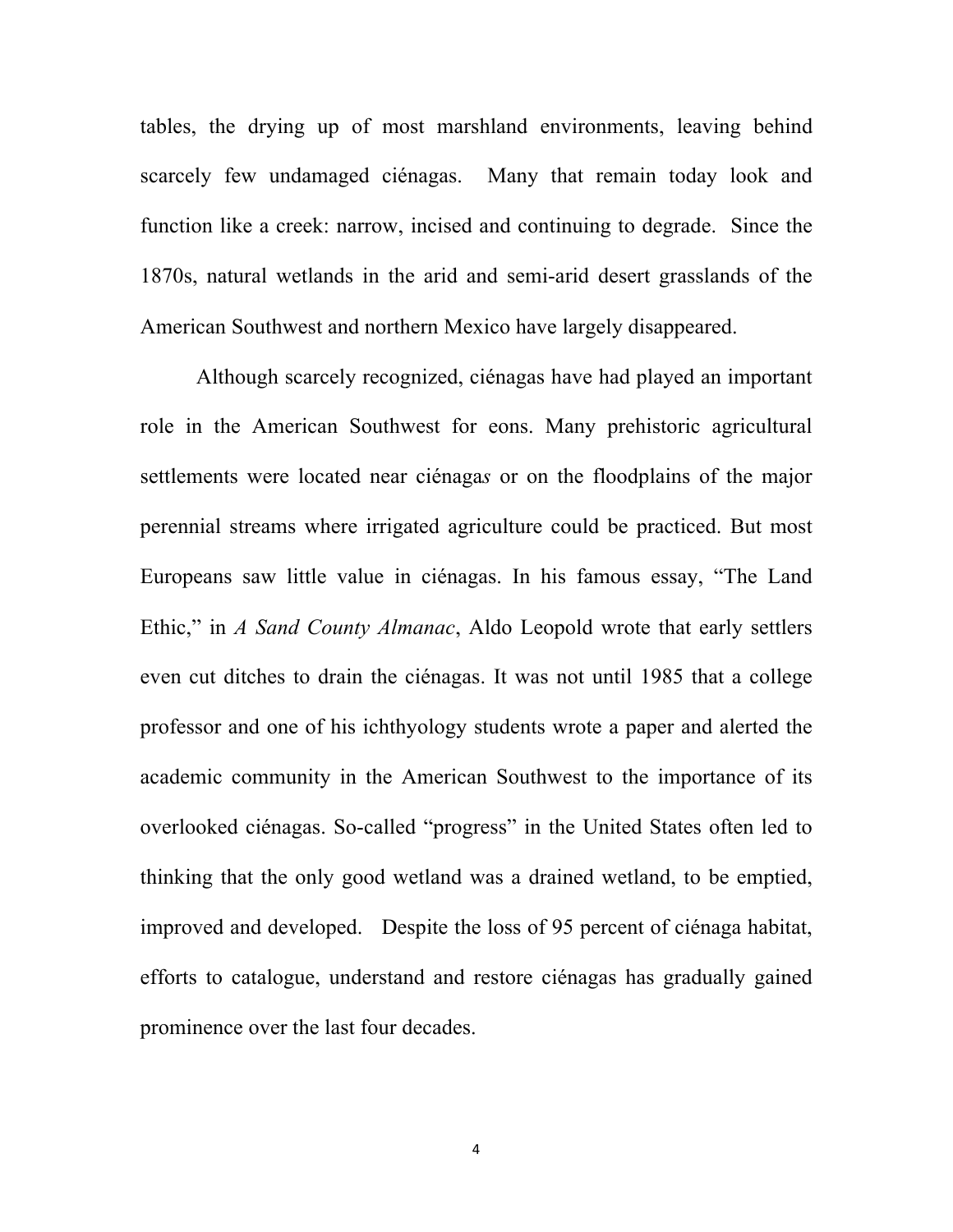tables, the drying up of most marshland environments, leaving behind scarcely few undamaged ciénagas. Many that remain today look and function like a creek: narrow, incised and continuing to degrade. Since the 1870s, natural wetlands in the arid and semi-arid desert grasslands of the American Southwest and northern Mexico have largely disappeared.

Although scarcely recognized, ciénagas have had played an important role in the American Southwest for eons. Many prehistoric agricultural settlements were located near ciénaga*s* or on the floodplains of the major perennial streams where irrigated agriculture could be practiced. But most Europeans saw little value in ciénagas. In his famous essay, "The Land Ethic," in *A Sand County Almanac*, Aldo Leopold wrote that early settlers even cut ditches to drain the ciénagas. It was not until 1985 that a college professor and one of his ichthyology students wrote a paper and alerted the academic community in the American Southwest to the importance of its overlooked ciénagas. So-called "progress" in the United States often led to thinking that the only good wetland was a drained wetland, to be emptied, improved and developed. Despite the loss of 95 percent of ciénaga habitat, efforts to catalogue, understand and restore ciénagas has gradually gained prominence over the last four decades.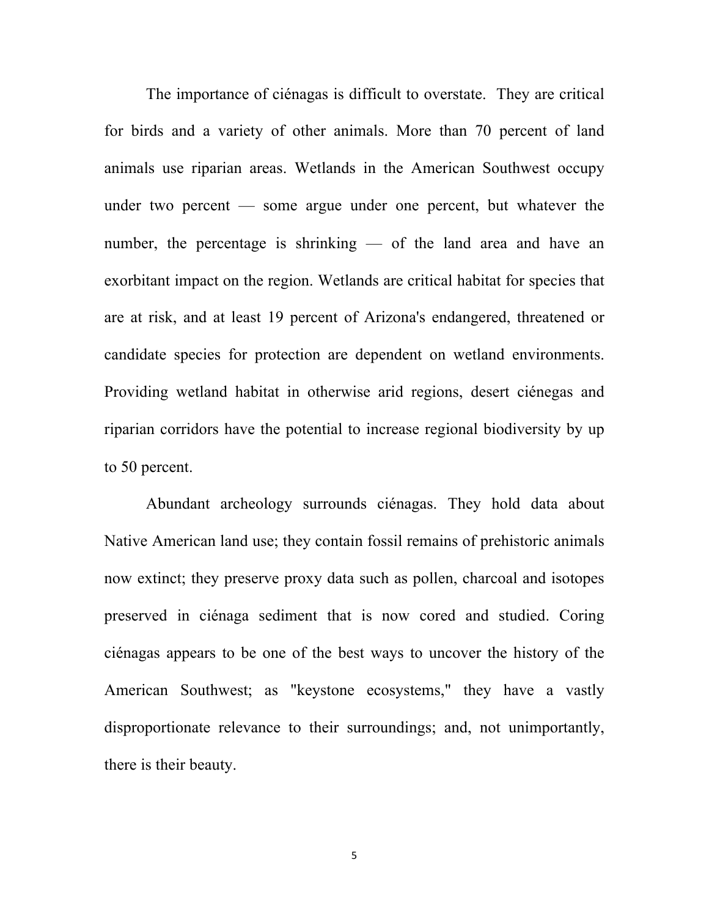The importance of ciénagas is difficult to overstate. They are critical for birds and a variety of other animals. More than 70 percent of land animals use riparian areas. Wetlands in the American Southwest occupy under two percent — some argue under one percent, but whatever the number, the percentage is shrinking — of the land area and have an exorbitant impact on the region. Wetlands are critical habitat for species that are at risk, and at least 19 percent of Arizona's endangered, threatened or candidate species for protection are dependent on wetland environments. Providing wetland habitat in otherwise arid regions, desert ciénegas and riparian corridors have the potential to increase regional biodiversity by up to 50 percent.

Abundant archeology surrounds ciénagas. They hold data about Native American land use; they contain fossil remains of prehistoric animals now extinct; they preserve proxy data such as pollen, charcoal and isotopes preserved in ciénaga sediment that is now cored and studied. Coring ciénagas appears to be one of the best ways to uncover the history of the American Southwest; as "keystone ecosystems," they have a vastly disproportionate relevance to their surroundings; and, not unimportantly, there is their beauty.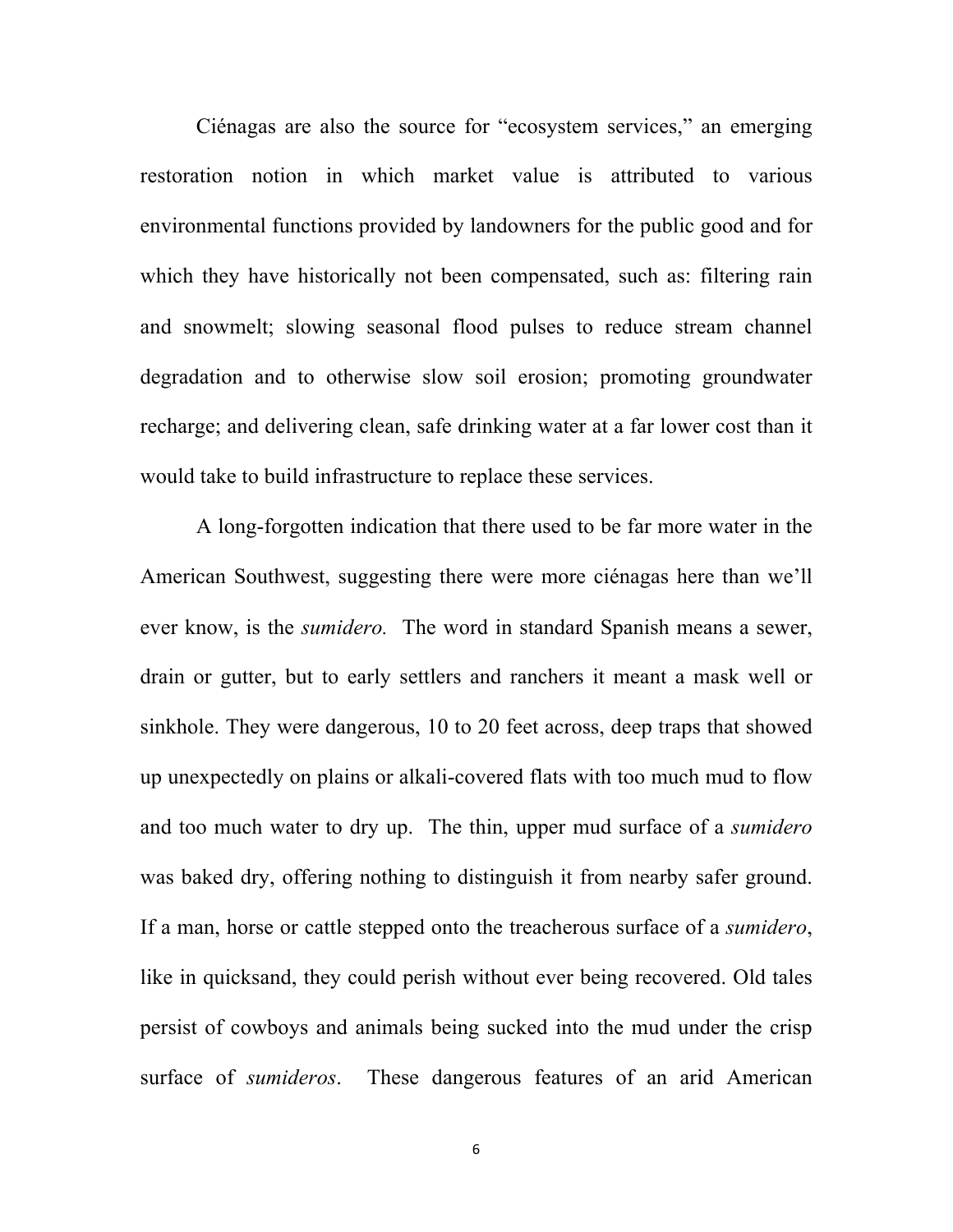Ciénagas are also the source for "ecosystem services," an emerging restoration notion in which market value is attributed to various environmental functions provided by landowners for the public good and for which they have historically not been compensated, such as: filtering rain and snowmelt; slowing seasonal flood pulses to reduce stream channel degradation and to otherwise slow soil erosion; promoting groundwater recharge; and delivering clean, safe drinking water at a far lower cost than it would take to build infrastructure to replace these services.

A long-forgotten indication that there used to be far more water in the American Southwest, suggesting there were more ciénagas here than we'll ever know, is the *sumidero.* The word in standard Spanish means a sewer, drain or gutter, but to early settlers and ranchers it meant a mask well or sinkhole. They were dangerous, 10 to 20 feet across, deep traps that showed up unexpectedly on plains or alkali-covered flats with too much mud to flow and too much water to dry up. The thin, upper mud surface of a *sumidero* was baked dry, offering nothing to distinguish it from nearby safer ground. If a man, horse or cattle stepped onto the treacherous surface of a *sumidero*, like in quicksand, they could perish without ever being recovered. Old tales persist of cowboys and animals being sucked into the mud under the crisp surface of *sumideros*. These dangerous features of an arid American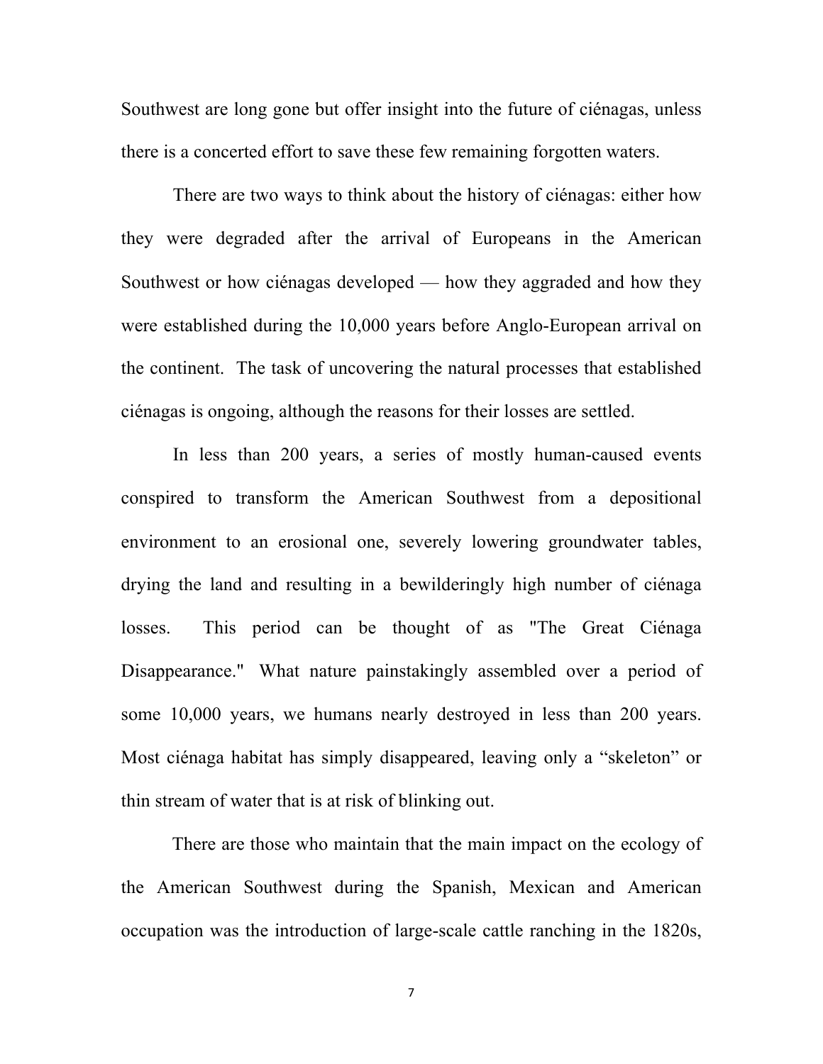Southwest are long gone but offer insight into the future of ciénagas, unless there is a concerted effort to save these few remaining forgotten waters.

There are two ways to think about the history of ciénagas: either how they were degraded after the arrival of Europeans in the American Southwest or how ciénagas developed — how they aggraded and how they were established during the 10,000 years before Anglo-European arrival on the continent. The task of uncovering the natural processes that established ciénagas is ongoing, although the reasons for their losses are settled.

In less than 200 years, a series of mostly human-caused events conspired to transform the American Southwest from a depositional environment to an erosional one, severely lowering groundwater tables, drying the land and resulting in a bewilderingly high number of ciénaga losses. This period can be thought of as "The Great Ciénaga Disappearance." What nature painstakingly assembled over a period of some 10,000 years, we humans nearly destroyed in less than 200 years. Most ciénaga habitat has simply disappeared, leaving only a "skeleton" or thin stream of water that is at risk of blinking out.

There are those who maintain that the main impact on the ecology of the American Southwest during the Spanish, Mexican and American occupation was the introduction of large-scale cattle ranching in the 1820s,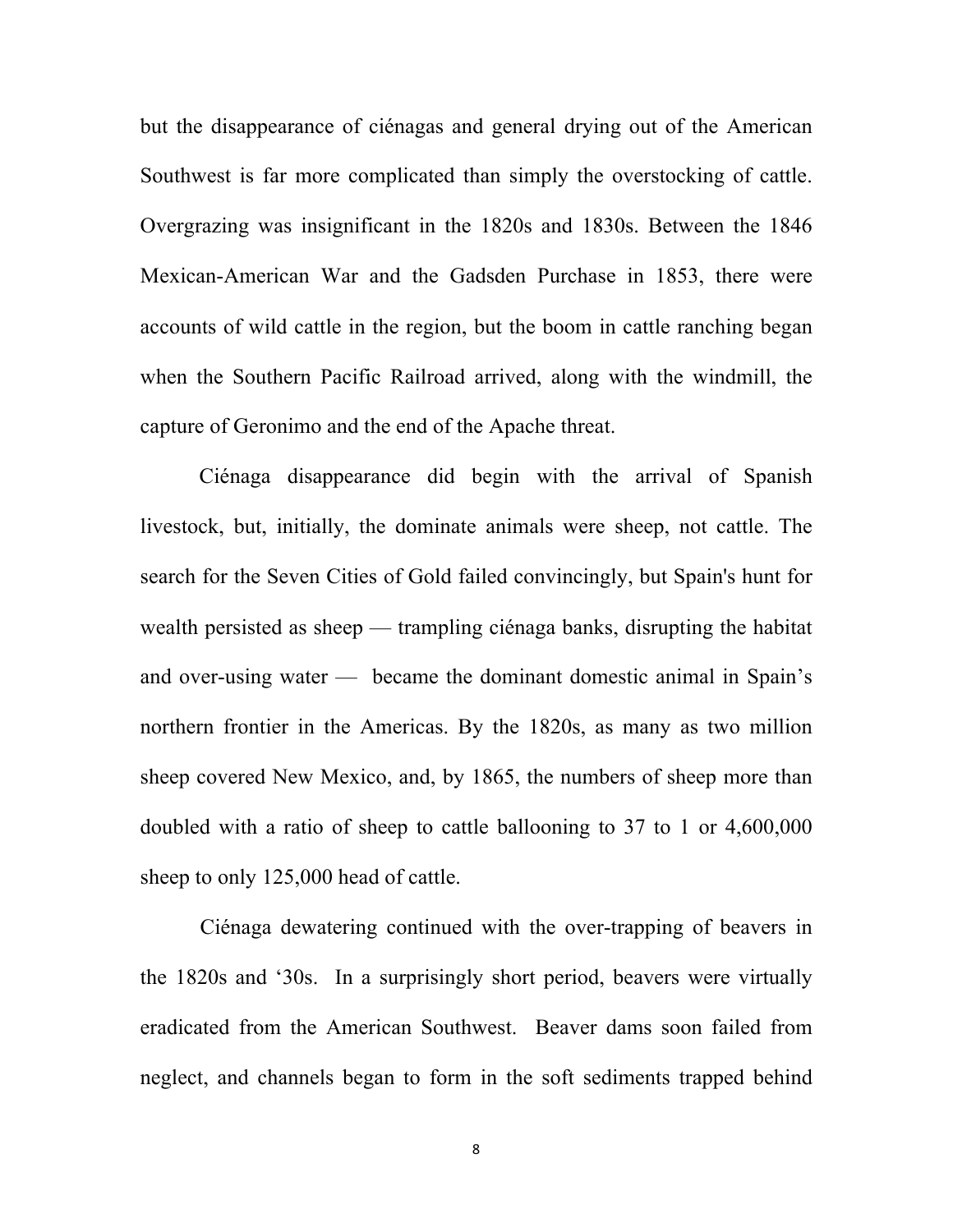but the disappearance of ciénagas and general drying out of the American Southwest is far more complicated than simply the overstocking of cattle. Overgrazing was insignificant in the 1820s and 1830s. Between the 1846 Mexican-American War and the Gadsden Purchase in 1853, there were accounts of wild cattle in the region, but the boom in cattle ranching began when the Southern Pacific Railroad arrived, along with the windmill, the capture of Geronimo and the end of the Apache threat.

Ciénaga disappearance did begin with the arrival of Spanish livestock, but, initially, the dominate animals were sheep, not cattle. The search for the Seven Cities of Gold failed convincingly, but Spain's hunt for wealth persisted as sheep — trampling ciénaga banks, disrupting the habitat and over-using water — became the dominant domestic animal in Spain's northern frontier in the Americas. By the 1820s, as many as two million sheep covered New Mexico, and, by 1865, the numbers of sheep more than doubled with a ratio of sheep to cattle ballooning to 37 to 1 or 4,600,000 sheep to only 125,000 head of cattle.

Ciénaga dewatering continued with the over-trapping of beavers in the 1820s and '30s. In a surprisingly short period, beavers were virtually eradicated from the American Southwest. Beaver dams soon failed from neglect, and channels began to form in the soft sediments trapped behind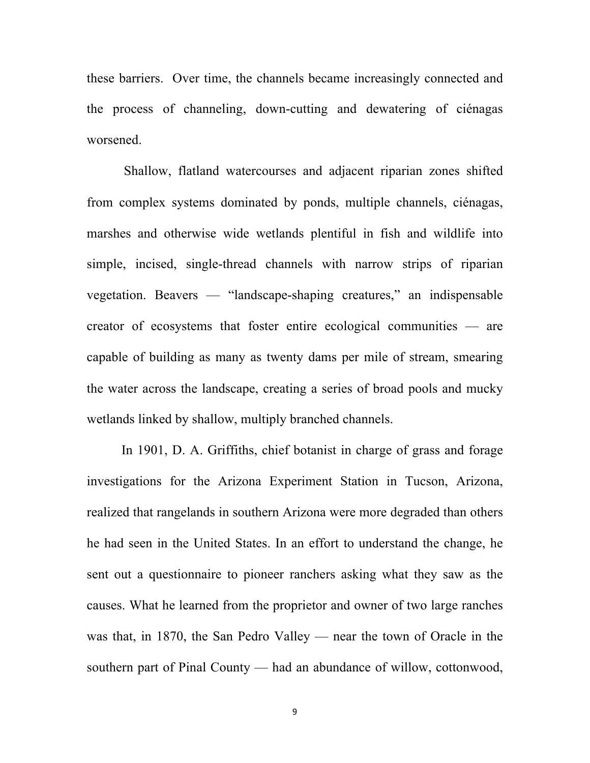these barriers. Over time, the channels became increasingly connected and the process of channeling, down-cutting and dewatering of ciénagas worsened.

Shallow, flatland watercourses and adjacent riparian zones shifted from complex systems dominated by ponds, multiple channels, ciénagas, marshes and otherwise wide wetlands plentiful in fish and wildlife into simple, incised, single-thread channels with narrow strips of riparian vegetation. Beavers — "landscape-shaping creatures," an indispensable creator of ecosystems that foster entire ecological communities — are capable of building as many as twenty dams per mile of stream, smearing the water across the landscape, creating a series of broad pools and mucky wetlands linked by shallow, multiply branched channels.

In 1901, D. A. Griffiths, chief botanist in charge of grass and forage investigations for the Arizona Experiment Station in Tucson, Arizona, realized that rangelands in southern Arizona were more degraded than others he had seen in the United States. In an effort to understand the change, he sent out a questionnaire to pioneer ranchers asking what they saw as the causes. What he learned from the proprietor and owner of two large ranches was that, in 1870, the San Pedro Valley — near the town of Oracle in the southern part of Pinal County — had an abundance of willow, cottonwood,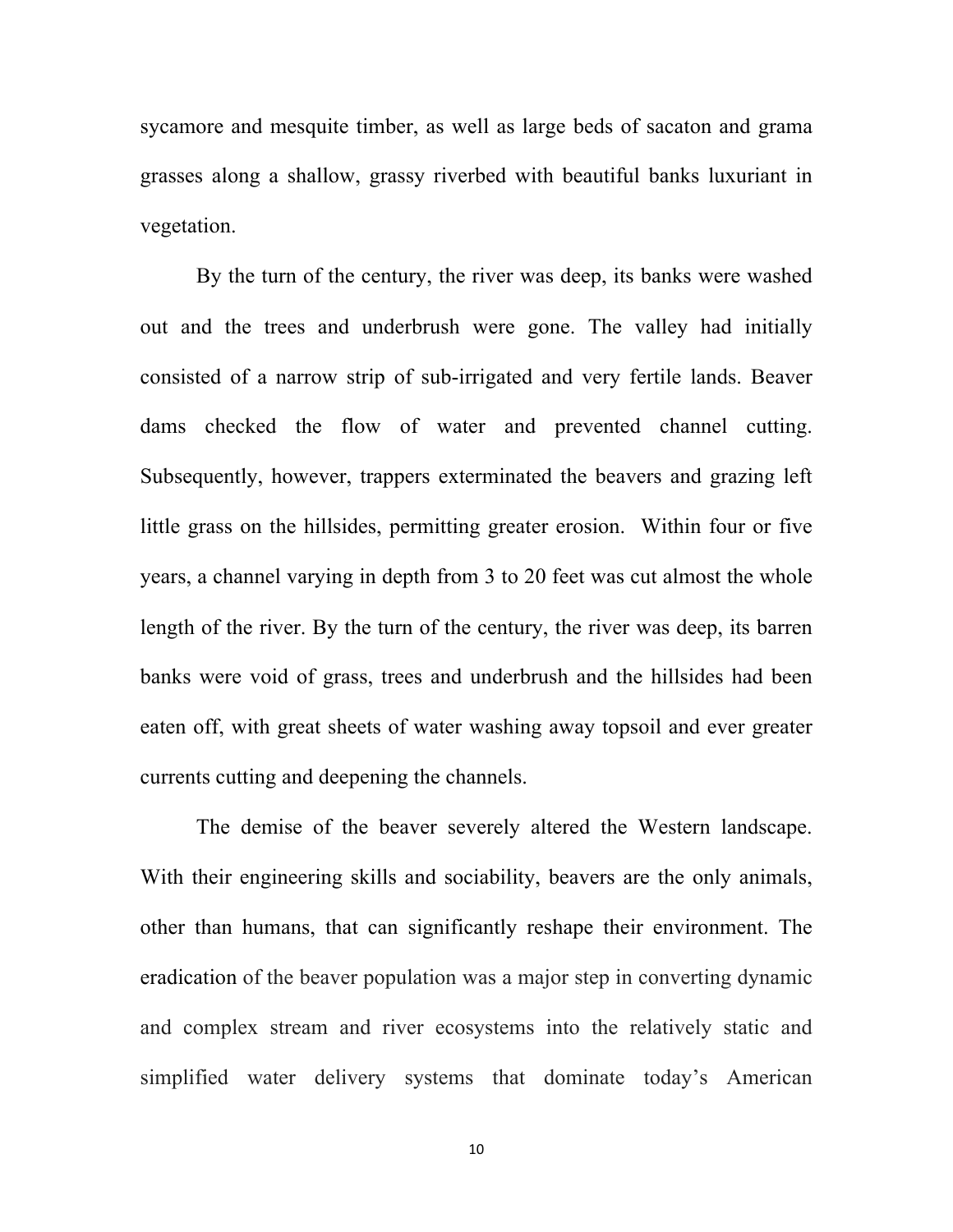sycamore and mesquite timber, as well as large beds of sacaton and grama grasses along a shallow, grassy riverbed with beautiful banks luxuriant in vegetation.

By the turn of the century, the river was deep, its banks were washed out and the trees and underbrush were gone. The valley had initially consisted of a narrow strip of sub-irrigated and very fertile lands. Beaver dams checked the flow of water and prevented channel cutting. Subsequently, however, trappers exterminated the beavers and grazing left little grass on the hillsides, permitting greater erosion. Within four or five years, a channel varying in depth from 3 to 20 feet was cut almost the whole length of the river. By the turn of the century, the river was deep, its barren banks were void of grass, trees and underbrush and the hillsides had been eaten off, with great sheets of water washing away topsoil and ever greater currents cutting and deepening the channels.

The demise of the beaver severely altered the Western landscape. With their engineering skills and sociability, beavers are the only animals, other than humans, that can significantly reshape their environment. The eradication of the beaver population was a major step in converting dynamic and complex stream and river ecosystems into the relatively static and simplified water delivery systems that dominate today's American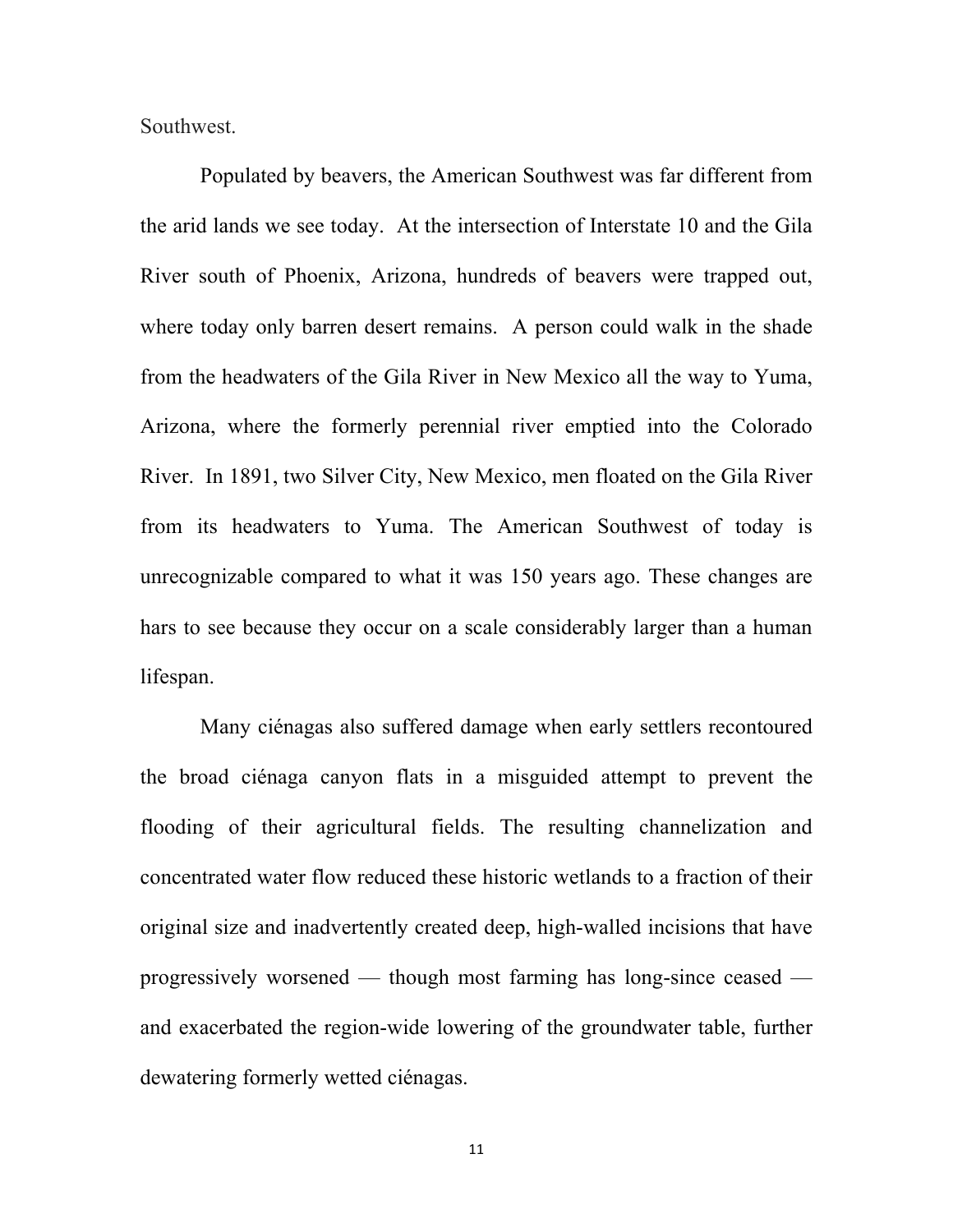Southwest.

Populated by beavers, the American Southwest was far different from the arid lands we see today. At the intersection of Interstate 10 and the Gila River south of Phoenix, Arizona, hundreds of beavers were trapped out, where today only barren desert remains. A person could walk in the shade from the headwaters of the Gila River in New Mexico all the way to Yuma, Arizona, where the formerly perennial river emptied into the Colorado River. In 1891, two Silver City, New Mexico, men floated on the Gila River from its headwaters to Yuma. The American Southwest of today is unrecognizable compared to what it was 150 years ago. These changes are hars to see because they occur on a scale considerably larger than a human lifespan.

Many ciénagas also suffered damage when early settlers recontoured the broad ciénaga canyon flats in a misguided attempt to prevent the flooding of their agricultural fields. The resulting channelization and concentrated water flow reduced these historic wetlands to a fraction of their original size and inadvertently created deep, high-walled incisions that have progressively worsened — though most farming has long-since ceased — and exacerbated the region-wide lowering of the groundwater table, further dewatering formerly wetted ciénagas.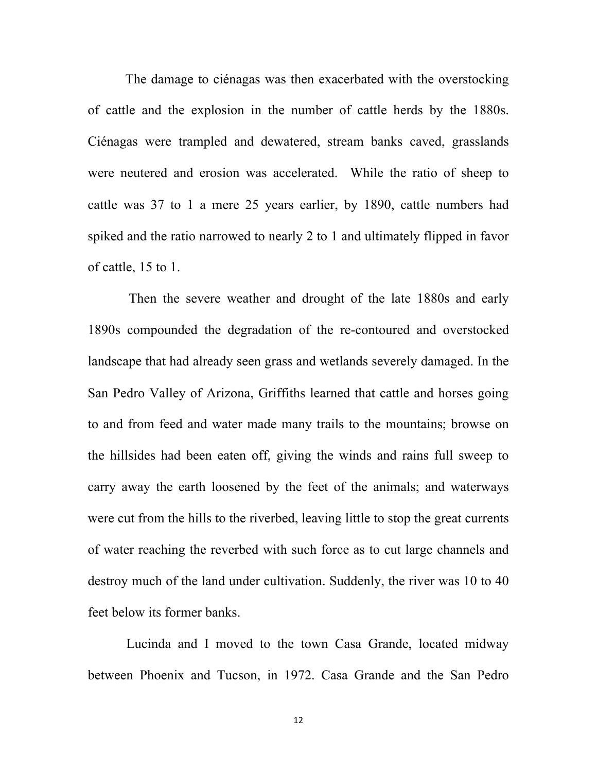The damage to ciénagas was then exacerbated with the overstocking of cattle and the explosion in the number of cattle herds by the 1880s. Ciénagas were trampled and dewatered, stream banks caved, grasslands were neutered and erosion was accelerated. While the ratio of sheep to cattle was 37 to 1 a mere 25 years earlier, by 1890, cattle numbers had spiked and the ratio narrowed to nearly 2 to 1 and ultimately flipped in favor of cattle, 15 to 1.

Then the severe weather and drought of the late 1880s and early 1890s compounded the degradation of the re-contoured and overstocked landscape that had already seen grass and wetlands severely damaged. In the San Pedro Valley of Arizona, Griffiths learned that cattle and horses going to and from feed and water made many trails to the mountains; browse on the hillsides had been eaten off, giving the winds and rains full sweep to carry away the earth loosened by the feet of the animals; and waterways were cut from the hills to the riverbed, leaving little to stop the great currents of water reaching the reverbed with such force as to cut large channels and destroy much of the land under cultivation. Suddenly, the river was 10 to 40 feet below its former banks.

Lucinda and I moved to the town Casa Grande, located midway between Phoenix and Tucson, in 1972. Casa Grande and the San Pedro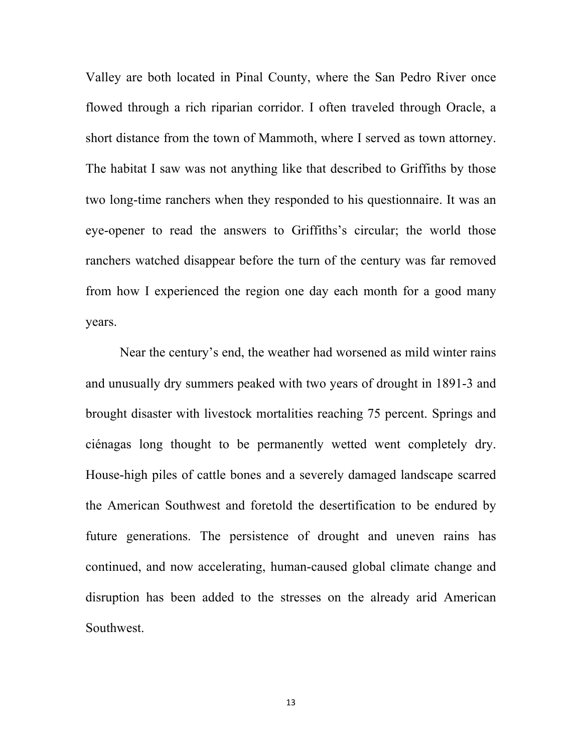Valley are both located in Pinal County, where the San Pedro River once flowed through a rich riparian corridor. I often traveled through Oracle, a short distance from the town of Mammoth, where I served as town attorney. The habitat I saw was not anything like that described to Griffiths by those two long-time ranchers when they responded to his questionnaire. It was an eye-opener to read the answers to Griffiths's circular; the world those ranchers watched disappear before the turn of the century was far removed from how I experienced the region one day each month for a good many years.

Near the century's end, the weather had worsened as mild winter rains and unusually dry summers peaked with two years of drought in 1891-3 and brought disaster with livestock mortalities reaching 75 percent. Springs and ciénagas long thought to be permanently wetted went completely dry. House-high piles of cattle bones and a severely damaged landscape scarred the American Southwest and foretold the desertification to be endured by future generations. The persistence of drought and uneven rains has continued, and now accelerating, human-caused global climate change and disruption has been added to the stresses on the already arid American Southwest.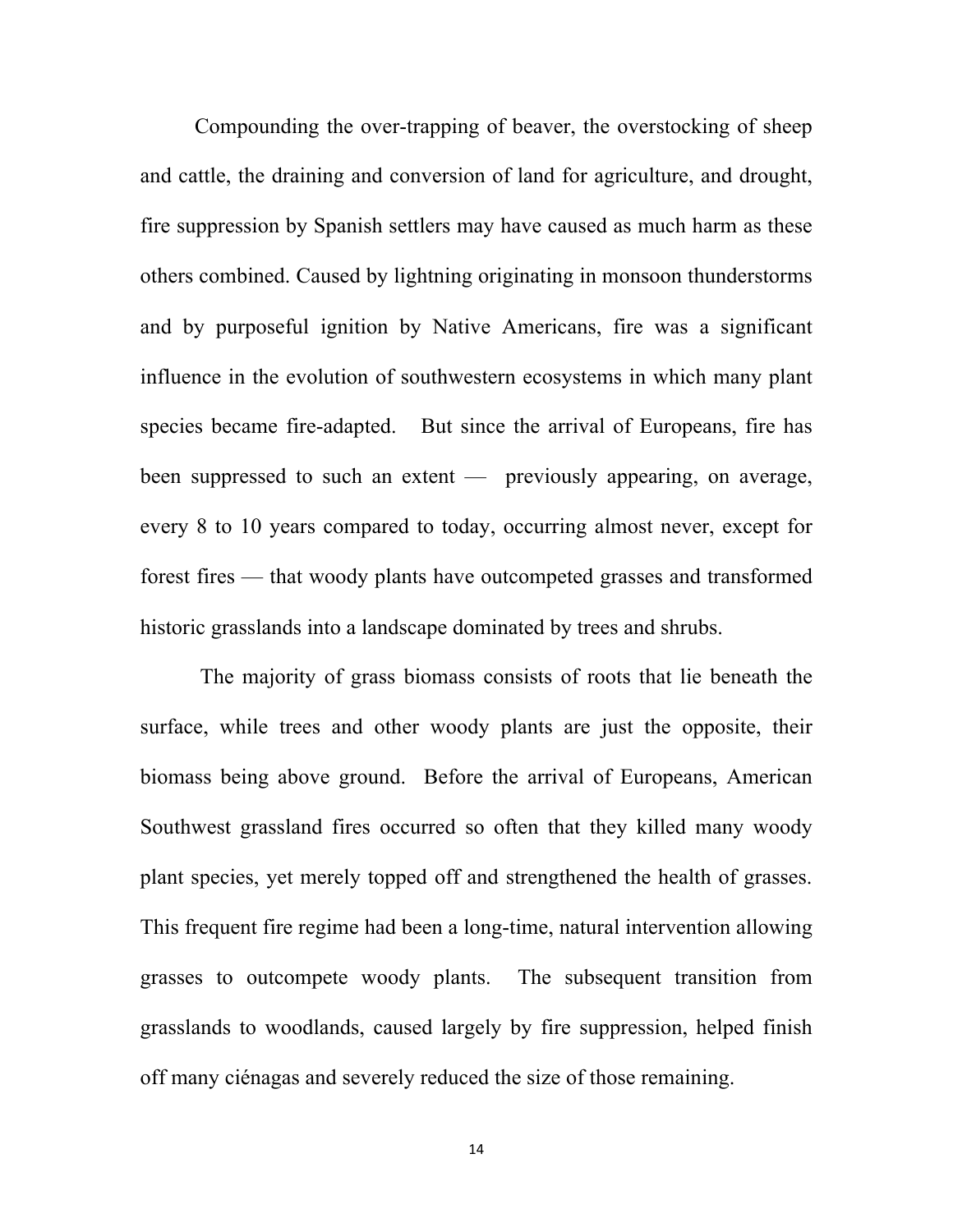Compounding the over-trapping of beaver, the overstocking of sheep and cattle, the draining and conversion of land for agriculture, and drought, fire suppression by Spanish settlers may have caused as much harm as these others combined. Caused by lightning originating in monsoon thunderstorms and by purposeful ignition by Native Americans, fire was a significant influence in the evolution of southwestern ecosystems in which many plant species became fire-adapted. But since the arrival of Europeans, fire has been suppressed to such an extent — previously appearing, on average, every 8 to 10 years compared to today, occurring almost never, except for forest fires — that woody plants have outcompeted grasses and transformed historic grasslands into a landscape dominated by trees and shrubs.

The majority of grass biomass consists of roots that lie beneath the surface, while trees and other woody plants are just the opposite, their biomass being above ground. Before the arrival of Europeans, American Southwest grassland fires occurred so often that they killed many woody plant species, yet merely topped off and strengthened the health of grasses. This frequent fire regime had been a long-time, natural intervention allowing grasses to outcompete woody plants. The subsequent transition from grasslands to woodlands, caused largely by fire suppression, helped finish off many ciénagas and severely reduced the size of those remaining.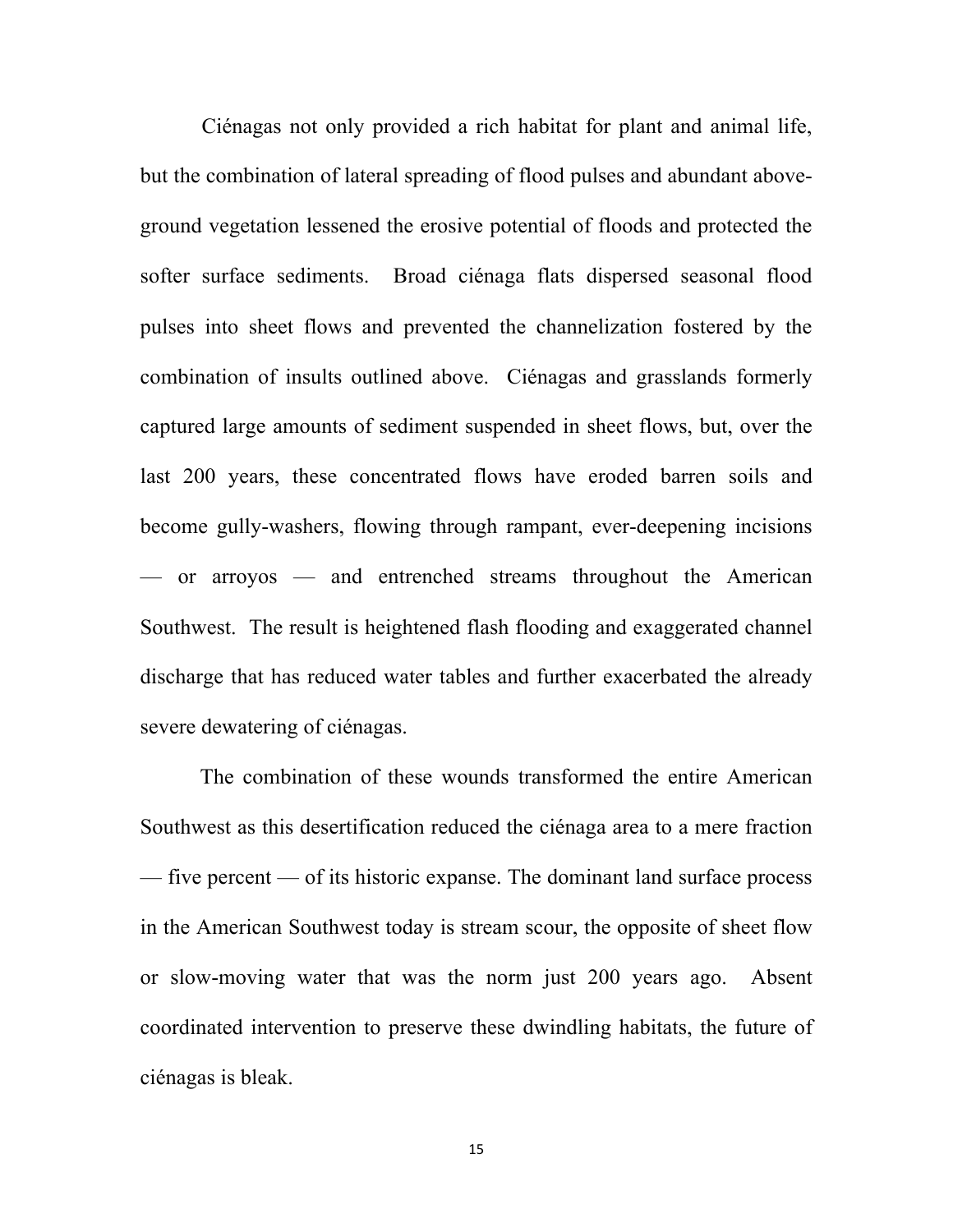Ciénagas not only provided a rich habitat for plant and animal life, but the combination of lateral spreading of flood pulses and abundant above-ground vegetation lessened the erosive potential of floods and protected the softer surface sediments. Broad ciénaga flats dispersed seasonal flood pulses into sheet flows and prevented the channelization fostered by the combination of insults outlined above. Ciénagas and grasslands formerly captured large amounts of sediment suspended in sheet flows, but, over the last 200 years, these concentrated flows have eroded barren soils and become gully-washers, flowing through rampant, ever-deepening incisions — or arroyos — and entrenched streams throughout the American Southwest. The result is heightened flash flooding and exaggerated channel discharge that has reduced water tables and further exacerbated the already severe dewatering of ciénagas.

The combination of these wounds transformed the entire American Southwest as this desertification reduced the ciénaga area to a mere fraction — five percent — of its historic expanse. The dominant land surface process in the American Southwest today is stream scour, the opposite of sheet flow or slow-moving water that was the norm just 200 years ago. Absent coordinated intervention to preserve these dwindling habitats, the future of ciénagas is bleak.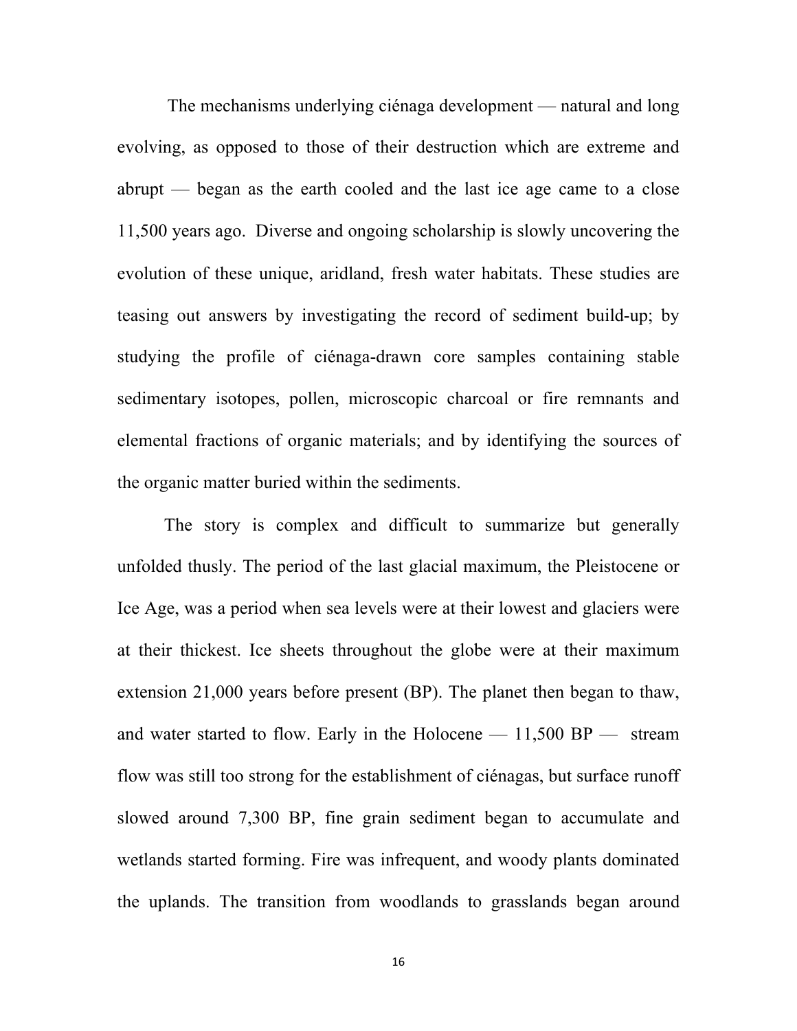The mechanisms underlying ciénaga development — natural and long evolving, as opposed to those of their destruction which are extreme and abrupt — began as the earth cooled and the last ice age came to a close 11,500 years ago. Diverse and ongoing scholarship is slowly uncovering the evolution of these unique, aridland, fresh water habitats. These studies are teasing out answers by investigating the record of sediment build-up; by studying the profile of ciénaga-drawn core samples containing stable sedimentary isotopes, pollen, microscopic charcoal or fire remnants and elemental fractions of organic materials; and by identifying the sources of the organic matter buried within the sediments.

The story is complex and difficult to summarize but generally unfolded thusly. The period of the last glacial maximum, the Pleistocene or Ice Age, was a period when sea levels were at their lowest and glaciers were at their thickest. Ice sheets throughout the globe were at their maximum extension 21,000 years before present (BP). The planet then began to thaw, and water started to flow. Early in the Holocene — 11,500 BP — stream flow was still too strong for the establishment of ciénagas, but surface runoff slowed around 7,300 BP, fine grain sediment began to accumulate and wetlands started forming. Fire was infrequent, and woody plants dominated the uplands. The transition from woodlands to grasslands began around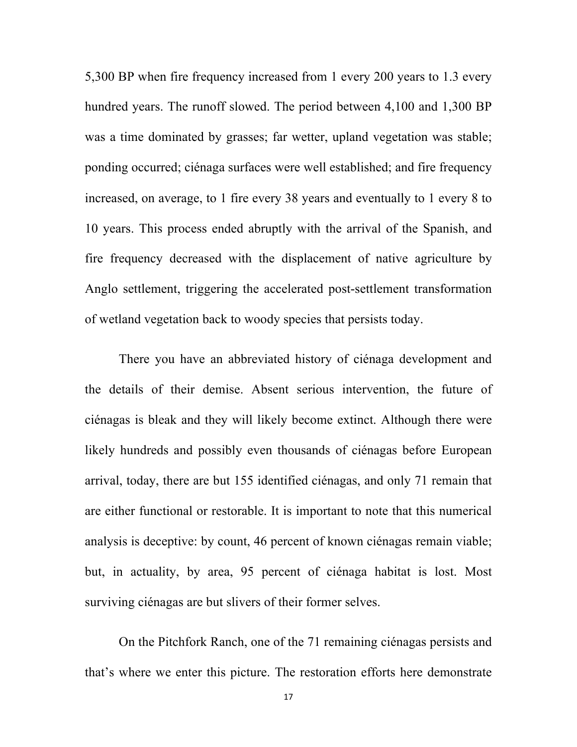5,300 BP when fire frequency increased from 1 every 200 years to 1.3 every hundred years. The runoff slowed. The period between 4,100 and 1,300 BP was a time dominated by grasses; far wetter, upland vegetation was stable; ponding occurred; ciénaga surfaces were well established; and fire frequency increased, on average, to 1 fire every 38 years and eventually to 1 every 8 to 10 years. This process ended abruptly with the arrival of the Spanish, and fire frequency decreased with the displacement of native agriculture by Anglo settlement, triggering the accelerated post-settlement transformation of wetland vegetation back to woody species that persists today.

There you have an abbreviated history of ciénaga development and the details of their demise. Absent serious intervention, the future of ciénagas is bleak and they will likely become extinct. Although there were likely hundreds and possibly even thousands of ciénagas before European arrival, today, there are but 155 identified ciénagas, and only 71 remain that are either functional or restorable. It is important to note that this numerical analysis is deceptive: by count, 46 percent of known ciénagas remain viable; but, in actuality, by area, 95 percent of ciénaga habitat is lost. Most surviving ciénagas are but slivers of their former selves.

On the Pitchfork Ranch, one of the 71 remaining ciénagas persists and that's where we enter this picture. The restoration efforts here demonstrate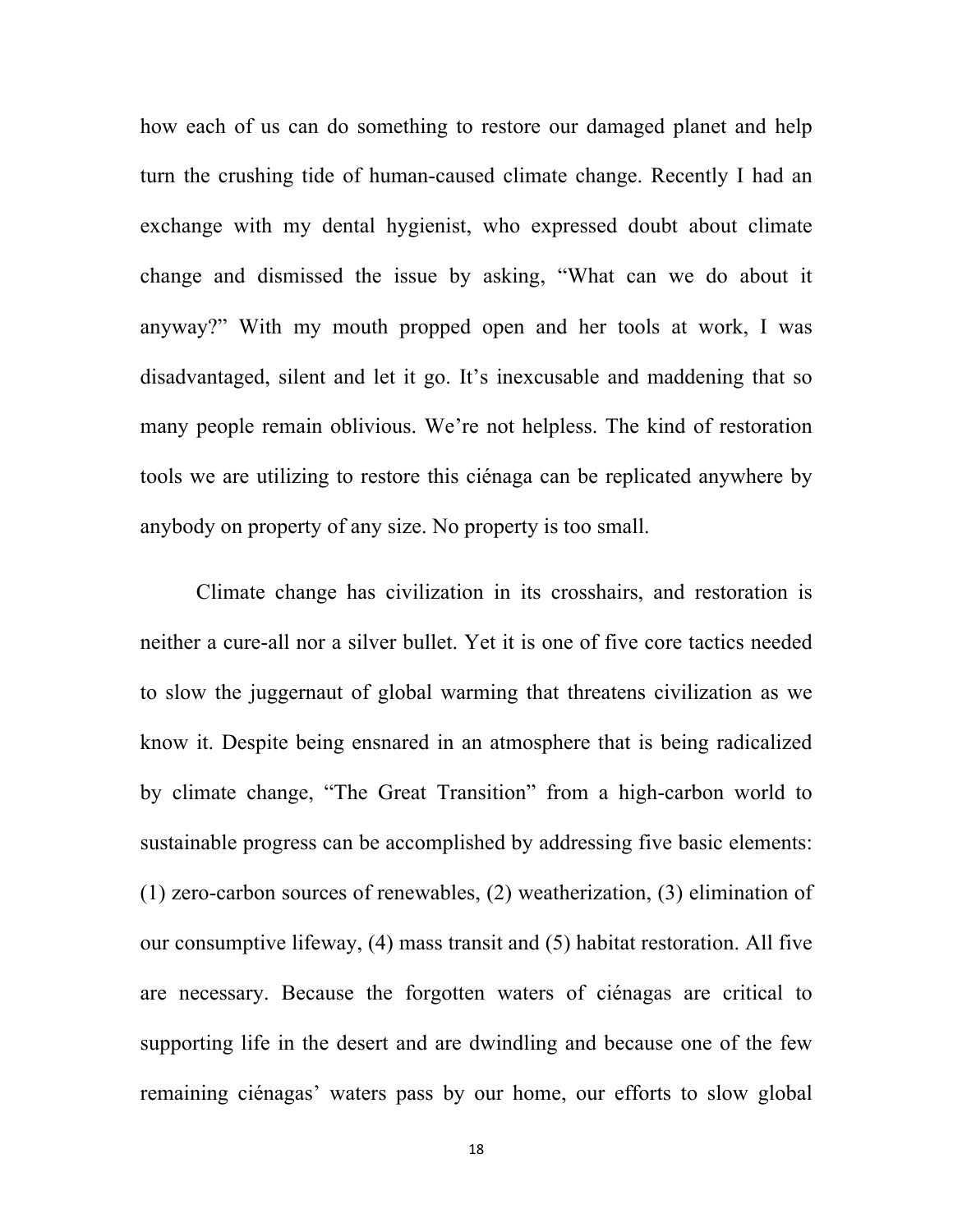how each of us can do something to restore our damaged planet and help turn the crushing tide of human-caused climate change. Recently I had an exchange with my dental hygienist, who expressed doubt about climate change and dismissed the issue by asking, "What can we do about it anyway?" With my mouth propped open and her tools at work, I was disadvantaged, silent and let it go. It's inexcusable and maddening that so many people remain oblivious. We're not helpless. The kind of restoration tools we are utilizing to restore this ciénaga can be replicated anywhere by anybody on property of any size. No property is too small.

Climate change has civilization in its crosshairs, and restoration is neither a cure-all nor a silver bullet. Yet it is one of five core tactics needed to slow the juggernaut of global warming that threatens civilization as we know it. Despite being ensnared in an atmosphere that is being radicalized by climate change, "The Great Transition" from a high-carbon world to sustainable progress can be accomplished by addressing five basic elements: (1) zero-carbon sources of renewables, (2) weatherization, (3) elimination of our consumptive lifeway, (4) mass transit and (5) habitat restoration. All five are necessary. Because the forgotten waters of ciénagas are critical to supporting life in the desert and are dwindling and because one of the few remaining ciénagas' waters pass by our home, our efforts to slow global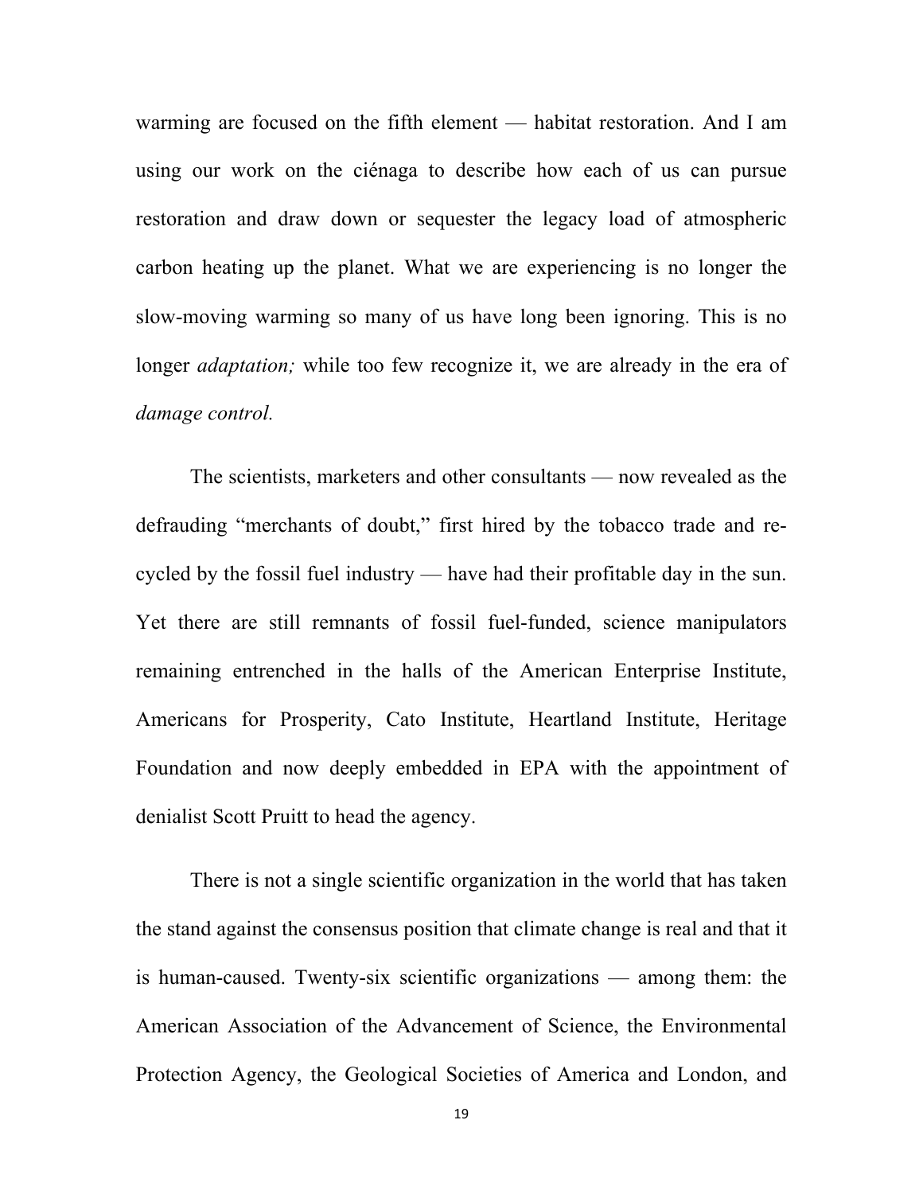warming are focused on the fifth element — habitat restoration. And I am using our work on the ciénaga to describe how each of us can pursue restoration and draw down or sequester the legacy load of atmospheric carbon heating up the planet. What we are experiencing is no longer the slow-moving warming so many of us have long been ignoring. This is no longer *adaptation;* while too few recognize it, we are already in the era of *damage control.*

The scientists, marketers and other consultants — now revealed as the defrauding "merchants of doubt," first hired by the tobacco trade and re-cycled by the fossil fuel industry — have had their profitable day in the sun. Yet there are still remnants of fossil fuel-funded, science manipulators remaining entrenched in the halls of the American Enterprise Institute, Americans for Prosperity, Cato Institute, Heartland Institute, Heritage Foundation and now deeply embedded in EPA with the appointment of denialist Scott Pruitt to head the agency.

There is not a single scientific organization in the world that has taken the stand against the consensus position that climate change is real and that it is human-caused. Twenty-six scientific organizations — among them: the American Association of the Advancement of Science, the Environmental Protection Agency, the Geological Societies of America and London, and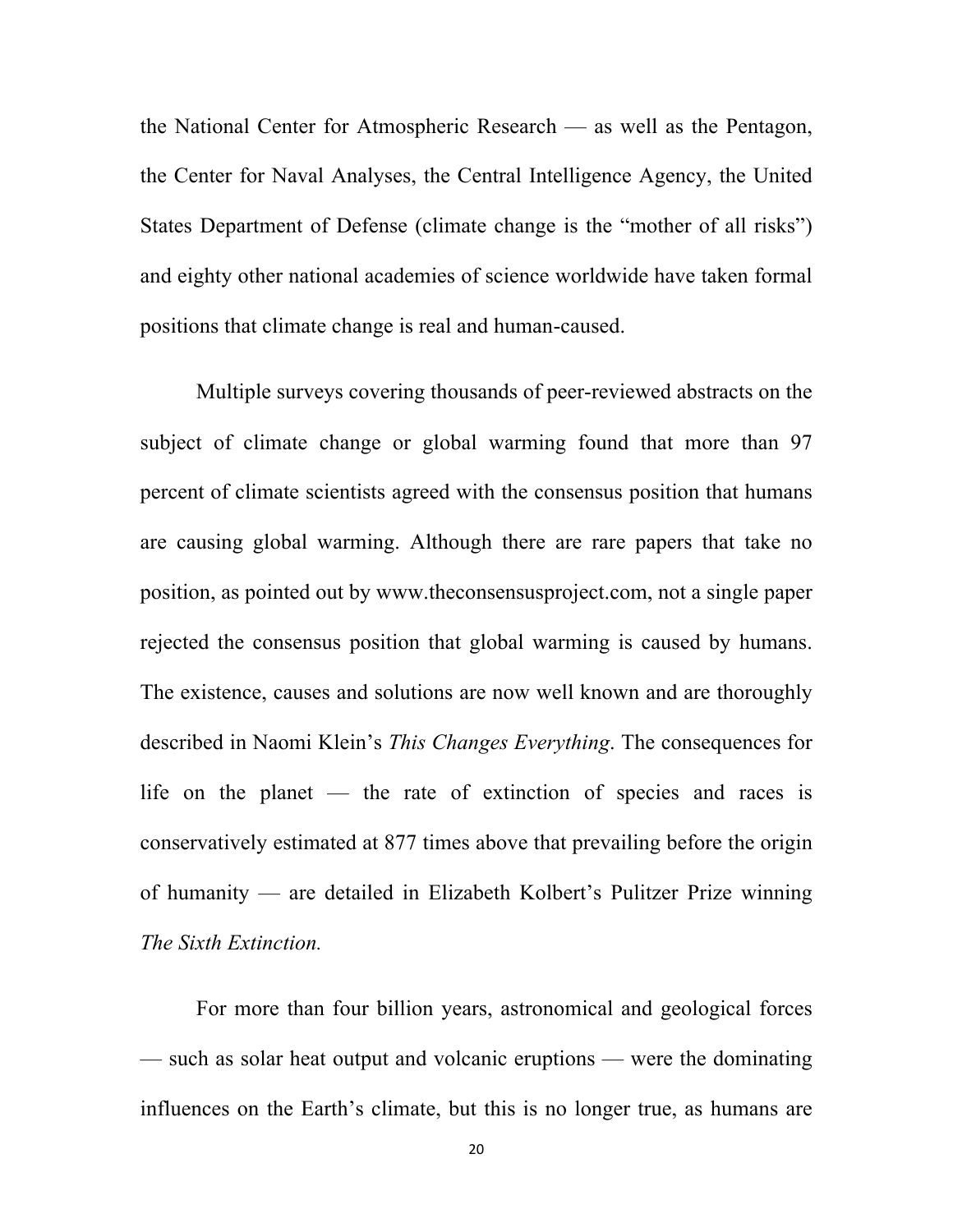the National Center for Atmospheric Research — as well as the Pentagon, the Center for Naval Analyses, the Central Intelligence Agency, the United States Department of Defense (climate change is the "mother of all risks") and eighty other national academies of science worldwide have taken formal positions that climate change is real and human-caused.

Multiple surveys covering thousands of peer-reviewed abstracts on the subject of climate change or global warming found that more than 97 percent of climate scientists agreed with the consensus position that humans are causing global warming. Although there are rare papers that take no position, as pointed out by www.theconsensusproject.com, not a single paper rejected the consensus position that global warming is caused by humans. The existence, causes and solutions are now well known and are thoroughly described in Naomi Klein's *This Changes Everything*. The consequences for life on the planet — the rate of extinction of species and races is conservatively estimated at 877 times above that prevailing before the origin of humanity — are detailed in Elizabeth Kolbert's Pulitzer Prize winning *The Sixth Extinction.*

For more than four billion years, astronomical and geological forces — such as solar heat output and volcanic eruptions — were the dominating influences on the Earth's climate, but this is no longer true, as humans are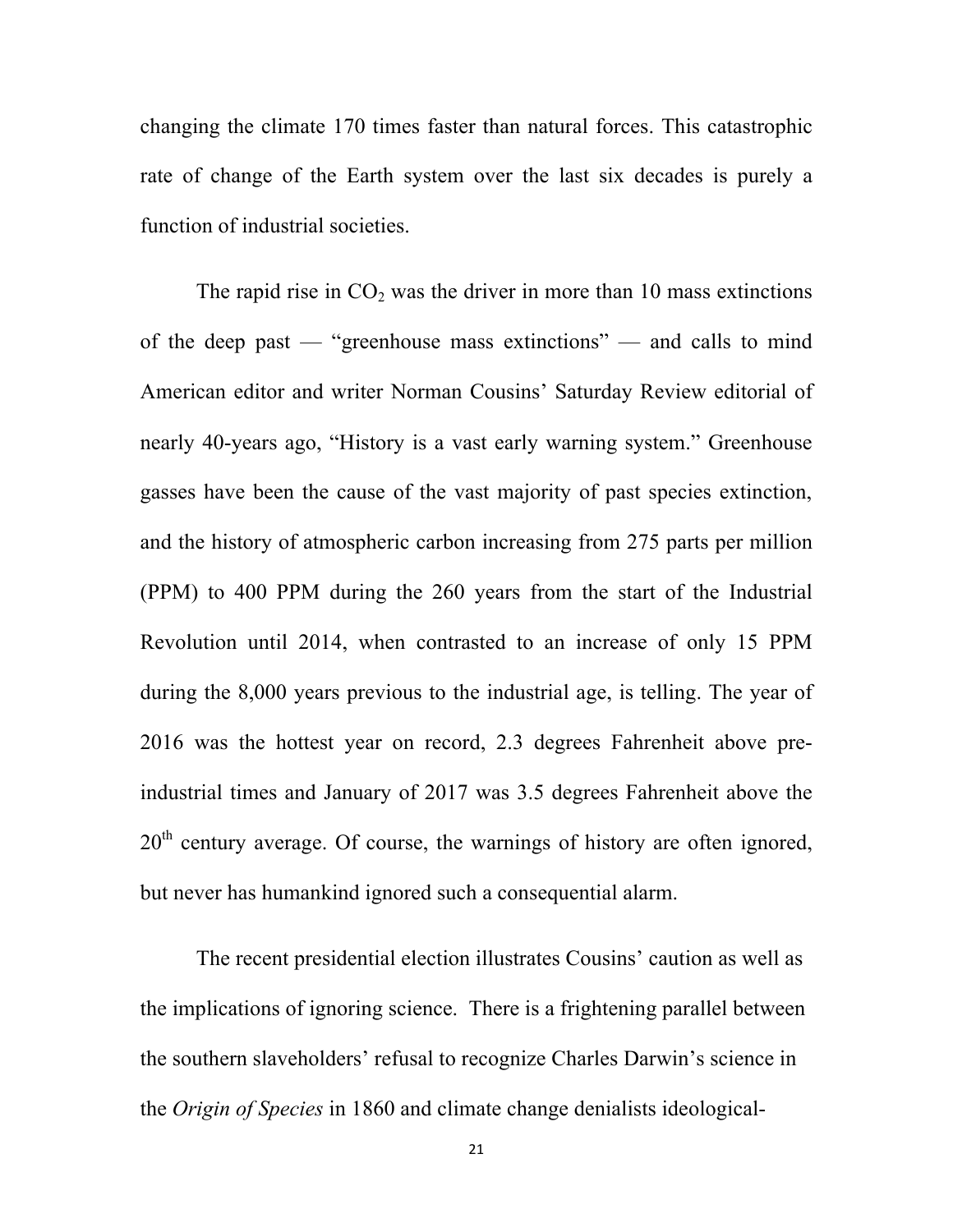changing the climate 170 times faster than natural forces. This catastrophic rate of change of the Earth system over the last six decades is purely a function of industrial societies.

The rapid rise in $CO_2$ was the driver in more than 10 mass extinctions of the deep past — "greenhouse mass extinctions" — and calls to mind American editor and writer Norman Cousins' Saturday Review editorial of nearly 40-years ago, "History is a vast early warning system." Greenhouse gasses have been the cause of the vast majority of past species extinction, and the history of atmospheric carbon increasing from 275 parts per million (PPM) to 400 PPM during the 260 years from the start of the Industrial Revolution until 2014, when contrasted to an increase of only 15 PPM during the 8,000 years previous to the industrial age, is telling. The year of 2016 was the hottest year on record, 2.3 degrees Fahrenheit above pre-industrial times and January of 2017 was 3.5 degrees Fahrenheit above the 20th century average. Of course, the warnings of history are often ignored, but never has humankind ignored such a consequential alarm.

The recent presidential election illustrates Cousins' caution as well as the implications of ignoring science. There is a frightening parallel between the southern slaveholders' refusal to recognize Charles Darwin's science in the *Origin of Species* in 1860 and climate change denialists ideological-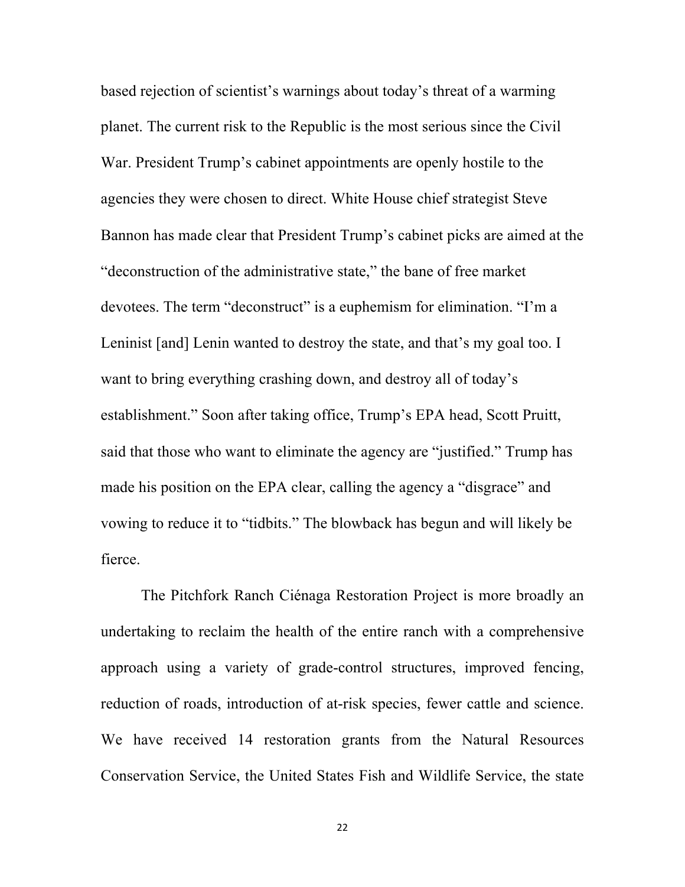based rejection of scientist's warnings about today's threat of a warming planet. The current risk to the Republic is the most serious since the Civil War. President Trump's cabinet appointments are openly hostile to the agencies they were chosen to direct. White House chief strategist Steve Bannon has made clear that President Trump's cabinet picks are aimed at the "deconstruction of the administrative state," the bane of free market devotees. The term "deconstruct" is a euphemism for elimination. "I'm a Leninist [and] Lenin wanted to destroy the state, and that's my goal too. I want to bring everything crashing down, and destroy all of today's establishment." Soon after taking office, Trump's EPA head, Scott Pruitt, said that those who want to eliminate the agency are "justified." Trump has made his position on the EPA clear, calling the agency a "disgrace" and vowing to reduce it to "tidbits." The blowback has begun and will likely be fierce.

The Pitchfork Ranch Ciénaga Restoration Project is more broadly an undertaking to reclaim the health of the entire ranch with a comprehensive approach using a variety of grade-control structures, improved fencing, reduction of roads, introduction of at-risk species, fewer cattle and science. We have received 14 restoration grants from the Natural Resources Conservation Service, the United States Fish and Wildlife Service, the state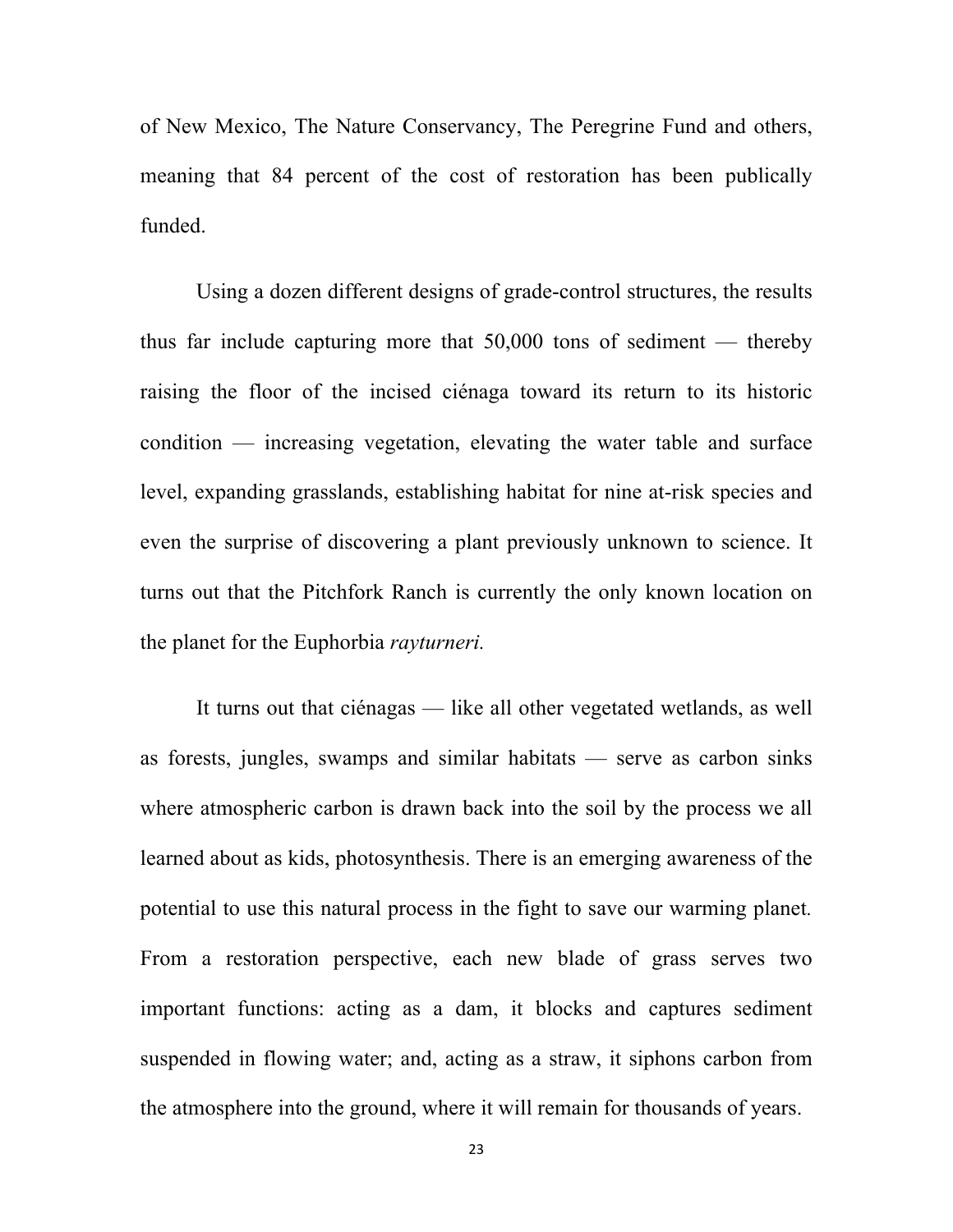of New Mexico, The Nature Conservancy, The Peregrine Fund and others, meaning that 84 percent of the cost of restoration has been publically funded.

Using a dozen different designs of grade-control structures, the results thus far include capturing more that 50,000 tons of sediment — thereby raising the floor of the incised ciénaga toward its return to its historic condition — increasing vegetation, elevating the water table and surface level, expanding grasslands, establishing habitat for nine at-risk species and even the surprise of discovering a plant previously unknown to science. It turns out that the Pitchfork Ranch is currently the only known location on the planet for the Euphorbia *rayturneri.*

It turns out that ciénagas — like all other vegetated wetlands, as well as forests, jungles, swamps and similar habitats — serve as carbon sinks where atmospheric carbon is drawn back into the soil by the process we all learned about as kids, photosynthesis. There is an emerging awareness of the potential to use this natural process in the fight to save our warming planet. From a restoration perspective, each new blade of grass serves two important functions: acting as a dam, it blocks and captures sediment suspended in flowing water; and, acting as a straw, it siphons carbon from the atmosphere into the ground, where it will remain for thousands of years.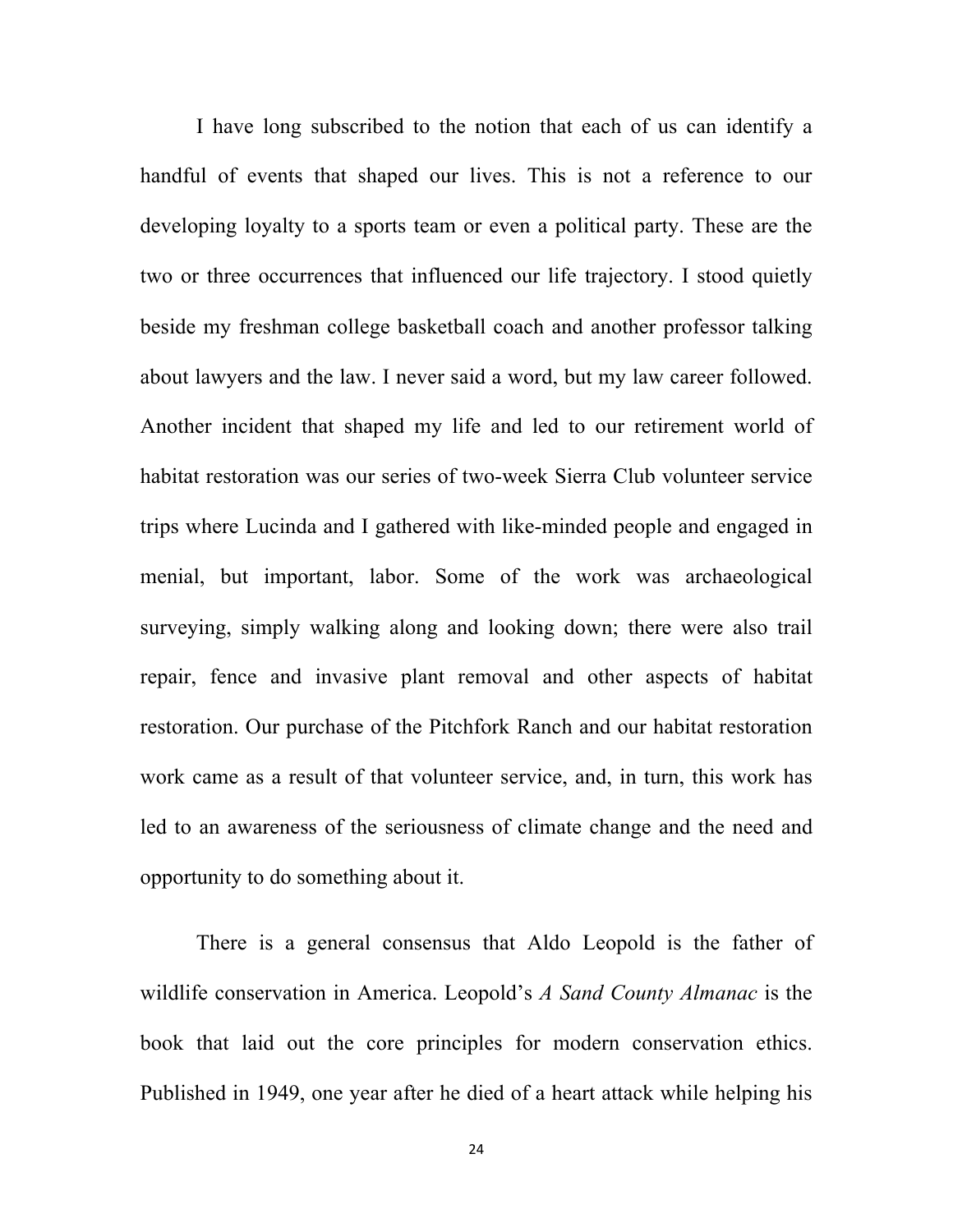I have long subscribed to the notion that each of us can identify a handful of events that shaped our lives. This is not a reference to our developing loyalty to a sports team or even a political party. These are the two or three occurrences that influenced our life trajectory. I stood quietly beside my freshman college basketball coach and another professor talking about lawyers and the law. I never said a word, but my law career followed. Another incident that shaped my life and led to our retirement world of habitat restoration was our series of two-week Sierra Club volunteer service trips where Lucinda and I gathered with like-minded people and engaged in menial, but important, labor. Some of the work was archaeological surveying, simply walking along and looking down; there were also trail repair, fence and invasive plant removal and other aspects of habitat restoration. Our purchase of the Pitchfork Ranch and our habitat restoration work came as a result of that volunteer service, and, in turn, this work has led to an awareness of the seriousness of climate change and the need and opportunity to do something about it.

There is a general consensus that Aldo Leopold is the father of wildlife conservation in America. Leopold's *A Sand County Almanac* is the book that laid out the core principles for modern conservation ethics. Published in 1949, one year after he died of a heart attack while helping his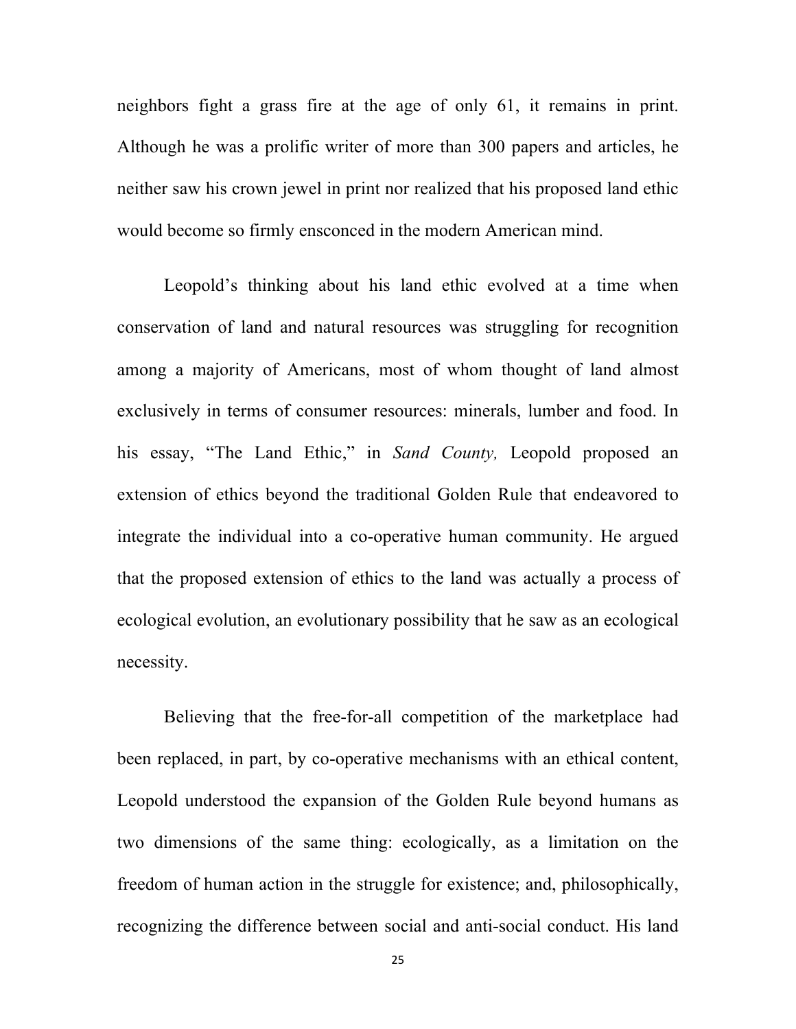neighbors fight a grass fire at the age of only 61, it remains in print. Although he was a prolific writer of more than 300 papers and articles, he neither saw his crown jewel in print nor realized that his proposed land ethic would become so firmly ensconced in the modern American mind.

Leopold's thinking about his land ethic evolved at a time when conservation of land and natural resources was struggling for recognition among a majority of Americans, most of whom thought of land almost exclusively in terms of consumer resources: minerals, lumber and food. In his essay, "The Land Ethic," in *Sand County,* Leopold proposed an extension of ethics beyond the traditional Golden Rule that endeavored to integrate the individual into a co-operative human community. He argued that the proposed extension of ethics to the land was actually a process of ecological evolution, an evolutionary possibility that he saw as an ecological necessity.

Believing that the free-for-all competition of the marketplace had been replaced, in part, by co-operative mechanisms with an ethical content, Leopold understood the expansion of the Golden Rule beyond humans as two dimensions of the same thing: ecologically, as a limitation on the freedom of human action in the struggle for existence; and, philosophically, recognizing the difference between social and anti-social conduct. His land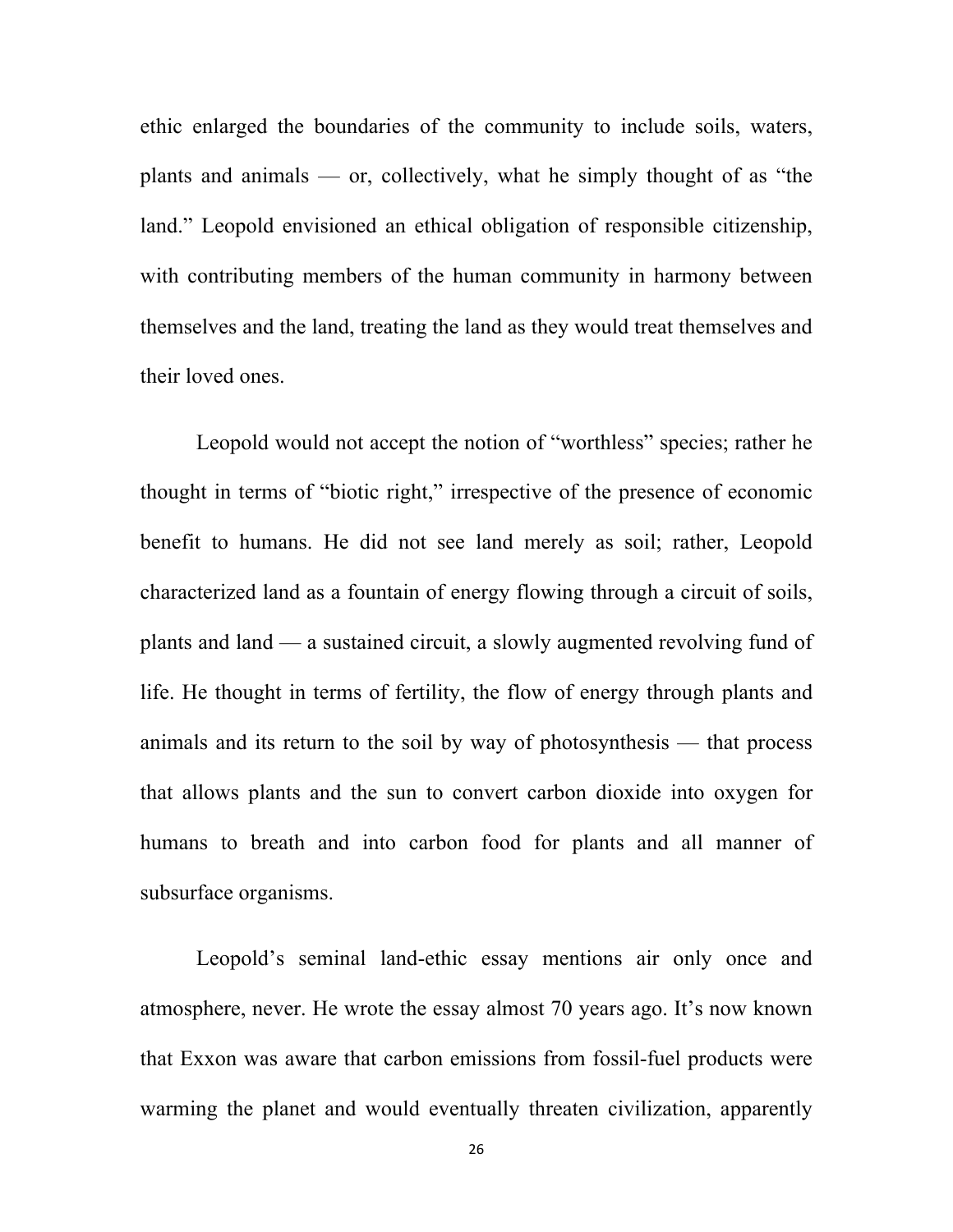ethic enlarged the boundaries of the community to include soils, waters, plants and animals — or, collectively, what he simply thought of as "the land." Leopold envisioned an ethical obligation of responsible citizenship, with contributing members of the human community in harmony between themselves and the land, treating the land as they would treat themselves and their loved ones.

Leopold would not accept the notion of "worthless" species; rather he thought in terms of "biotic right," irrespective of the presence of economic benefit to humans. He did not see land merely as soil; rather, Leopold characterized land as a fountain of energy flowing through a circuit of soils, plants and land — a sustained circuit, a slowly augmented revolving fund of life. He thought in terms of fertility, the flow of energy through plants and animals and its return to the soil by way of photosynthesis — that process that allows plants and the sun to convert carbon dioxide into oxygen for humans to breath and into carbon food for plants and all manner of subsurface organisms.

Leopold's seminal land-ethic essay mentions air only once and atmosphere, never. He wrote the essay almost 70 years ago. It's now known that Exxon was aware that carbon emissions from fossil-fuel products were warming the planet and would eventually threaten civilization, apparently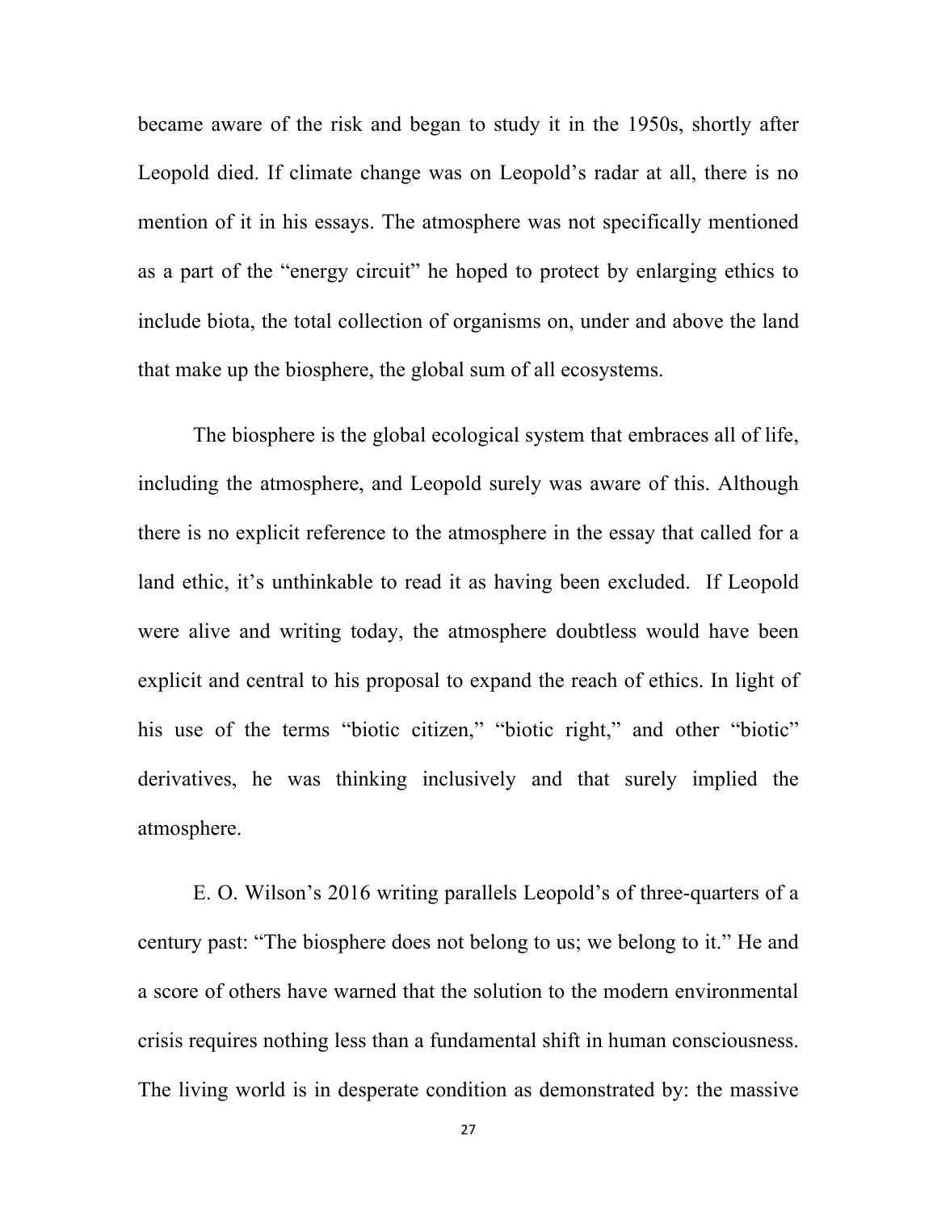became aware of the risk and began to study it in the 1950s, shortly after Leopold died. If climate change was on Leopold's radar at all, there is no mention of it in his essays. The atmosphere was not specifically mentioned as a part of the "energy circuit" he hoped to protect by enlarging ethics to include biota, the total collection of organisms on, under and above the land that make up the biosphere, the global sum of all ecosystems.

The biosphere is the global ecological system that embraces all of life, including the atmosphere, and Leopold surely was aware of this. Although there is no explicit reference to the atmosphere in the essay that called for a land ethic, it's unthinkable to read it as having been excluded. If Leopold were alive and writing today, the atmosphere doubtless would have been explicit and central to his proposal to expand the reach of ethics. In light of his use of the terms "biotic citizen," "biotic right," and other "biotic" derivatives, he was thinking inclusively and that surely implied the atmosphere.

E. O. Wilson's 2016 writing parallels Leopold's of three-quarters of a century past: "The biosphere does not belong to us; we belong to it." He and a score of others have warned that the solution to the modern environmental crisis requires nothing less than a fundamental shift in human consciousness. The living world is in desperate condition as demonstrated by: the massive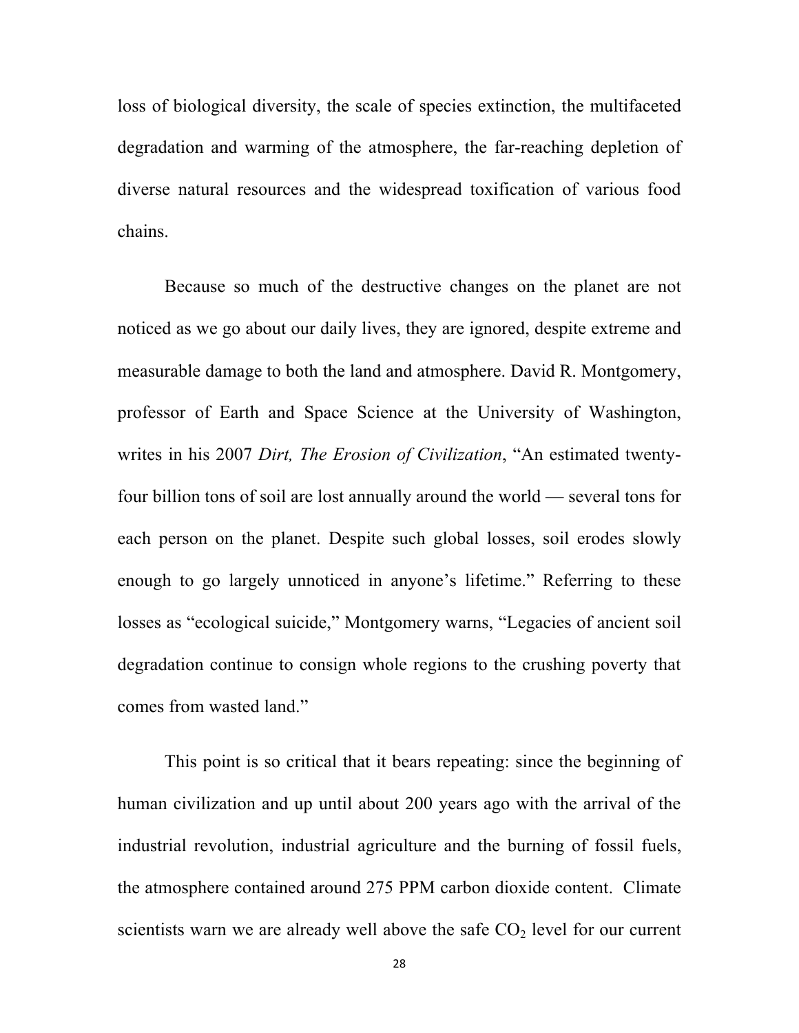loss of biological diversity, the scale of species extinction, the multifaceted degradation and warming of the atmosphere, the far-reaching depletion of diverse natural resources and the widespread toxification of various food chains.

Because so much of the destructive changes on the planet are not noticed as we go about our daily lives, they are ignored, despite extreme and measurable damage to both the land and atmosphere. David R. Montgomery, professor of Earth and Space Science at the University of Washington, writes in his 2007 *Dirt, The Erosion of Civilization*, "An estimated twenty-four billion tons of soil are lost annually around the world — several tons for each person on the planet. Despite such global losses, soil erodes slowly enough to go largely unnoticed in anyone's lifetime." Referring to these losses as "ecological suicide," Montgomery warns, "Legacies of ancient soil degradation continue to consign whole regions to the crushing poverty that comes from wasted land."

This point is so critical that it bears repeating: since the beginning of human civilization and up until about 200 years ago with the arrival of the industrial revolution, industrial agriculture and the burning of fossil fuels, the atmosphere contained around 275 PPM carbon dioxide content. Climate scientists warn we are already well above the safe $CO_2$ level for our current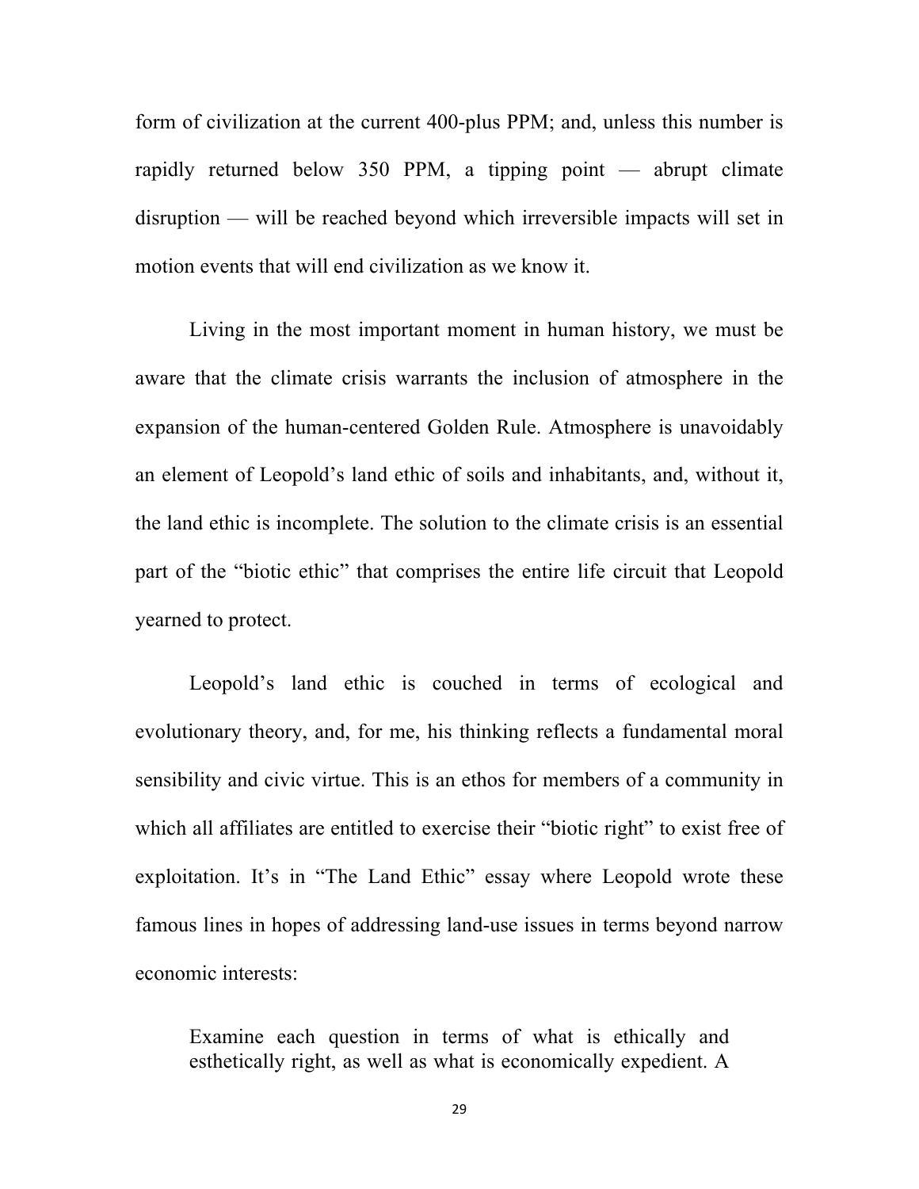form of civilization at the current 400-plus PPM; and, unless this number is rapidly returned below 350 PPM, a tipping point — abrupt climate disruption — will be reached beyond which irreversible impacts will set in motion events that will end civilization as we know it.

Living in the most important moment in human history, we must be aware that the climate crisis warrants the inclusion of atmosphere in the expansion of the human-centered Golden Rule. Atmosphere is unavoidably an element of Leopold's land ethic of soils and inhabitants, and, without it, the land ethic is incomplete. The solution to the climate crisis is an essential part of the "biotic ethic" that comprises the entire life circuit that Leopold yearned to protect.

Leopold's land ethic is couched in terms of ecological and evolutionary theory, and, for me, his thinking reflects a fundamental moral sensibility and civic virtue. This is an ethos for members of a community in which all affiliates are entitled to exercise their "biotic right" to exist free of exploitation. It's in "The Land Ethic" essay where Leopold wrote these famous lines in hopes of addressing land-use issues in terms beyond narrow economic interests:

> Examine each question in terms of what is ethically and esthetically right, as well as what is economically expedient. A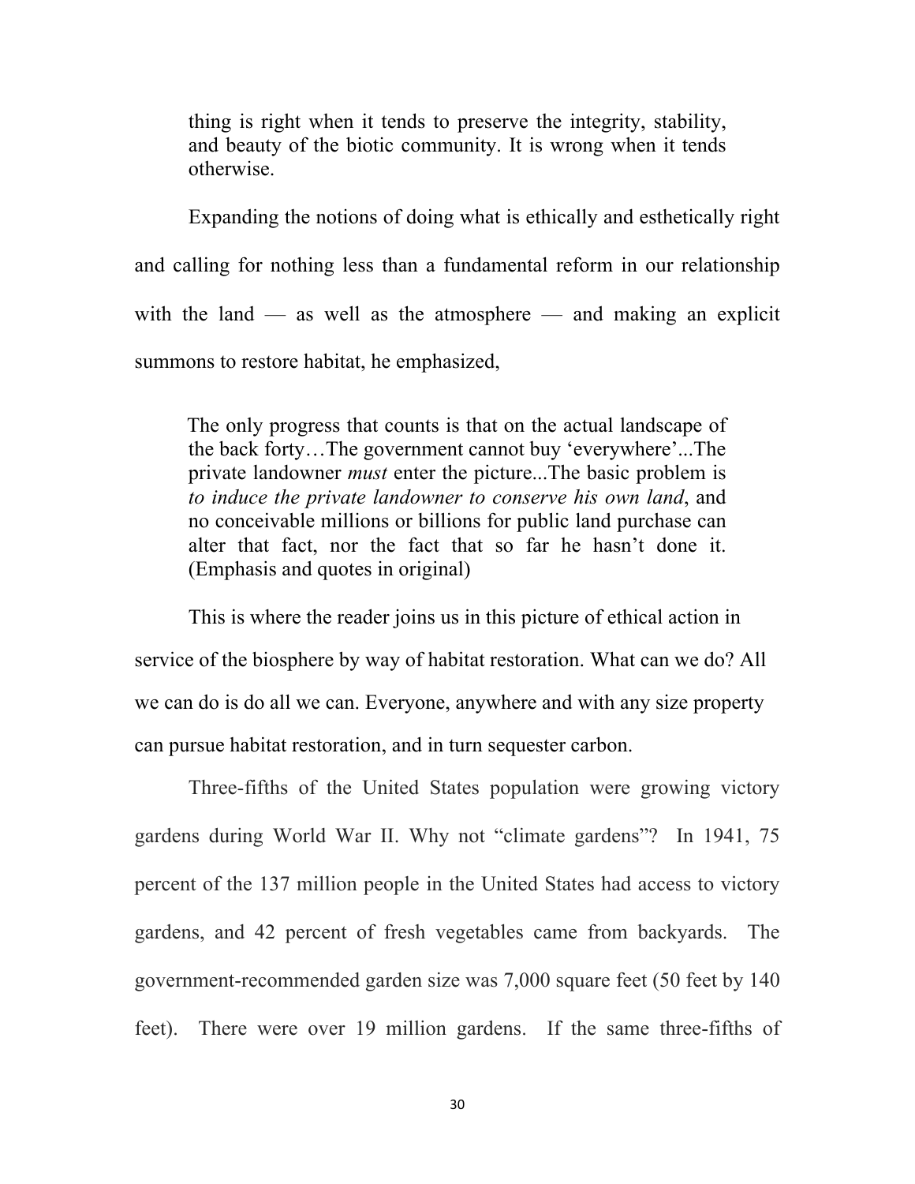> thing is right when it tends to preserve the integrity, stability, and beauty of the biotic community. It is wrong when it tends otherwise.

Expanding the notions of doing what is ethically and esthetically right and calling for nothing less than a fundamental reform in our relationship with the land — as well as the atmosphere — and making an explicit summons to restore habitat, he emphasized,

> The only progress that counts is that on the actual landscape of the back forty…The government cannot buy 'everywhere'...The private landowner *must* enter the picture...The basic problem is *to induce the private landowner to conserve his own land*, and no conceivable millions or billions for public land purchase can alter that fact, nor the fact that so far he hasn't done it. (Emphasis and quotes in original)

This is where the reader joins us in this picture of ethical action in service of the biosphere by way of habitat restoration. What can we do? All we can do is do all we can. Everyone, anywhere and with any size property can pursue habitat restoration, and in turn sequester carbon.

Three-fifths of the United States population were growing victory gardens during World War II. Why not "climate gardens"? In 1941, 75 percent of the 137 million people in the United States had access to victory gardens, and 42 percent of fresh vegetables came from backyards. The government-recommended garden size was 7,000 square feet (50 feet by 140 feet). There were over 19 million gardens. If the same three-fifths of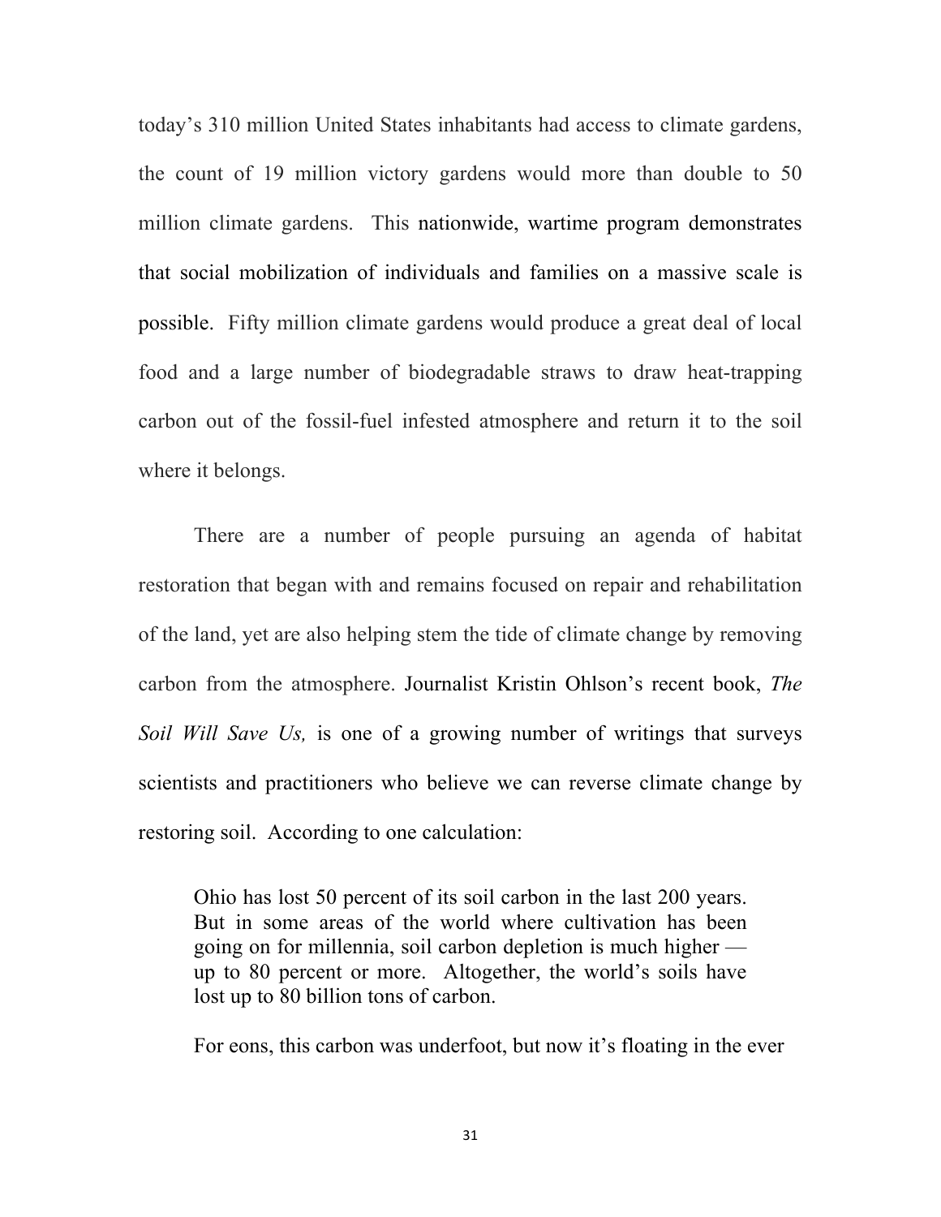today's 310 million United States inhabitants had access to climate gardens, the count of 19 million victory gardens would more than double to 50 million climate gardens. This nationwide, wartime program demonstrates that social mobilization of individuals and families on a massive scale is possible. Fifty million climate gardens would produce a great deal of local food and a large number of biodegradable straws to draw heat-trapping carbon out of the fossil-fuel infested atmosphere and return it to the soil where it belongs.

There are a number of people pursuing an agenda of habitat restoration that began with and remains focused on repair and rehabilitation of the land, yet are also helping stem the tide of climate change by removing carbon from the atmosphere. Journalist Kristin Ohlson's recent book, *The Soil Will Save Us,* is one of a growing number of writings that surveys scientists and practitioners who believe we can reverse climate change by restoring soil. According to one calculation:

> Ohio has lost 50 percent of its soil carbon in the last 200 years. But in some areas of the world where cultivation has been going on for millennia, soil carbon depletion is much higher — up to 80 percent or more. Altogether, the world's soils have lost up to 80 billion tons of carbon.
>
> For eons, this carbon was underfoot, but now it's floating in the ever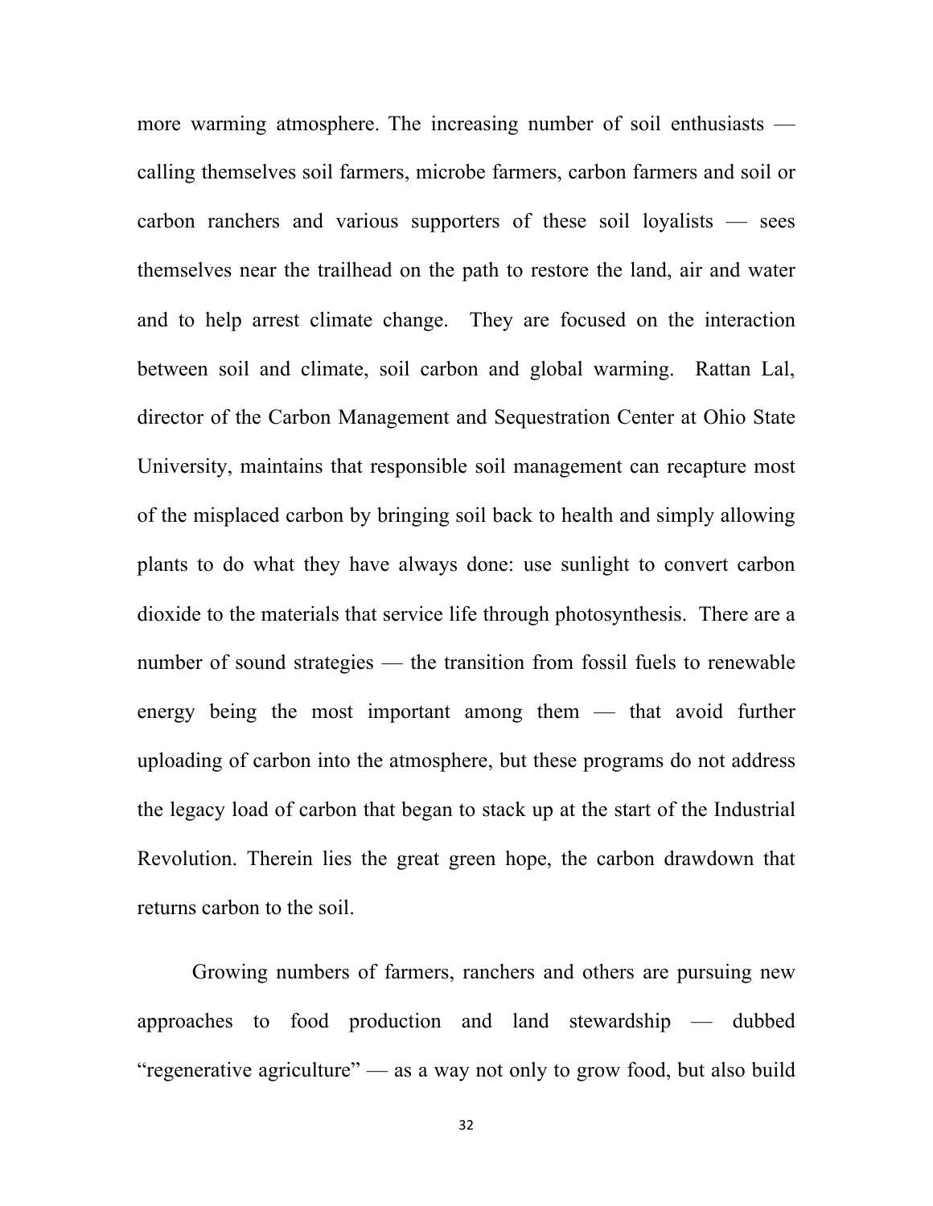more warming atmosphere. The increasing number of soil enthusiasts — calling themselves soil farmers, microbe farmers, carbon farmers and soil or carbon ranchers and various supporters of these soil loyalists — sees themselves near the trailhead on the path to restore the land, air and water and to help arrest climate change. They are focused on the interaction between soil and climate, soil carbon and global warming. Rattan Lal, director of the Carbon Management and Sequestration Center at Ohio State University, maintains that responsible soil management can recapture most of the misplaced carbon by bringing soil back to health and simply allowing plants to do what they have always done: use sunlight to convert carbon dioxide to the materials that service life through photosynthesis. There are a number of sound strategies — the transition from fossil fuels to renewable energy being the most important among them — that avoid further uploading of carbon into the atmosphere, but these programs do not address the legacy load of carbon that began to stack up at the start of the Industrial Revolution. Therein lies the great green hope, the carbon drawdown that returns carbon to the soil.

Growing numbers of farmers, ranchers and others are pursuing new approaches to food production and land stewardship — dubbed "regenerative agriculture" — as a way not only to grow food, but also build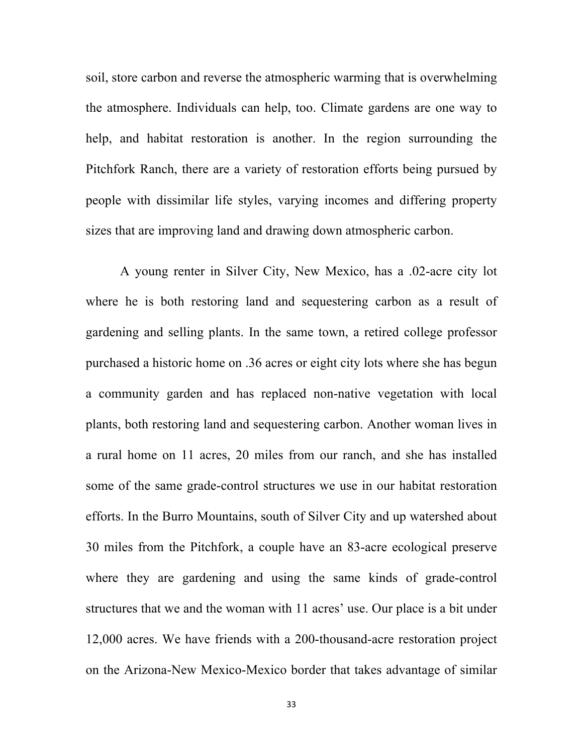soil, store carbon and reverse the atmospheric warming that is overwhelming the atmosphere. Individuals can help, too. Climate gardens are one way to help, and habitat restoration is another. In the region surrounding the Pitchfork Ranch, there are a variety of restoration efforts being pursued by people with dissimilar life styles, varying incomes and differing property sizes that are improving land and drawing down atmospheric carbon.

A young renter in Silver City, New Mexico, has a .02-acre city lot where he is both restoring land and sequestering carbon as a result of gardening and selling plants. In the same town, a retired college professor purchased a historic home on .36 acres or eight city lots where she has begun a community garden and has replaced non-native vegetation with local plants, both restoring land and sequestering carbon. Another woman lives in a rural home on 11 acres, 20 miles from our ranch, and she has installed some of the same grade-control structures we use in our habitat restoration efforts. In the Burro Mountains, south of Silver City and up watershed about 30 miles from the Pitchfork, a couple have an 83-acre ecological preserve where they are gardening and using the same kinds of grade-control structures that we and the woman with 11 acres' use. Our place is a bit under 12,000 acres. We have friends with a 200-thousand-acre restoration project on the Arizona-New Mexico-Mexico border that takes advantage of similar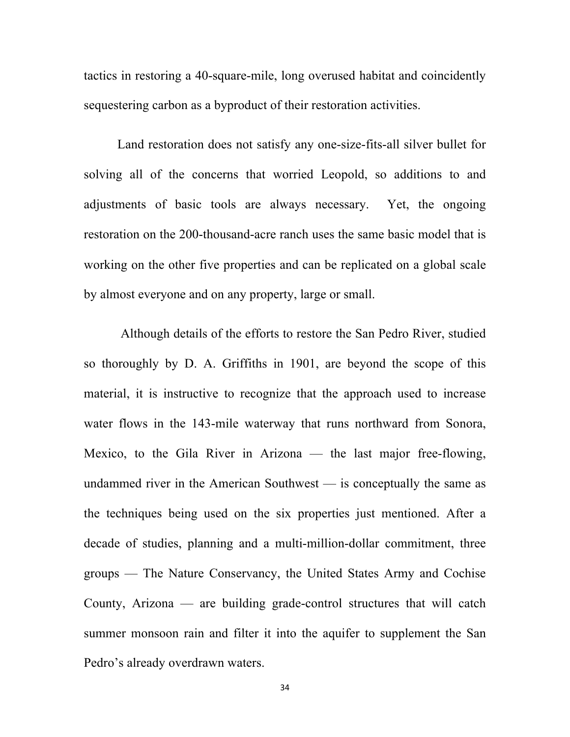tactics in restoring a 40-square-mile, long overused habitat and coincidently sequestering carbon as a byproduct of their restoration activities.

Land restoration does not satisfy any one-size-fits-all silver bullet for solving all of the concerns that worried Leopold, so additions to and adjustments of basic tools are always necessary. Yet, the ongoing restoration on the 200-thousand-acre ranch uses the same basic model that is working on the other five properties and can be replicated on a global scale by almost everyone and on any property, large or small.

Although details of the efforts to restore the San Pedro River, studied so thoroughly by D. A. Griffiths in 1901, are beyond the scope of this material, it is instructive to recognize that the approach used to increase water flows in the 143-mile waterway that runs northward from Sonora, Mexico, to the Gila River in Arizona — the last major free-flowing, undammed river in the American Southwest — is conceptually the same as the techniques being used on the six properties just mentioned. After a decade of studies, planning and a multi-million-dollar commitment, three groups — The Nature Conservancy, the United States Army and Cochise County, Arizona — are building grade-control structures that will catch summer monsoon rain and filter it into the aquifer to supplement the San Pedro's already overdrawn waters.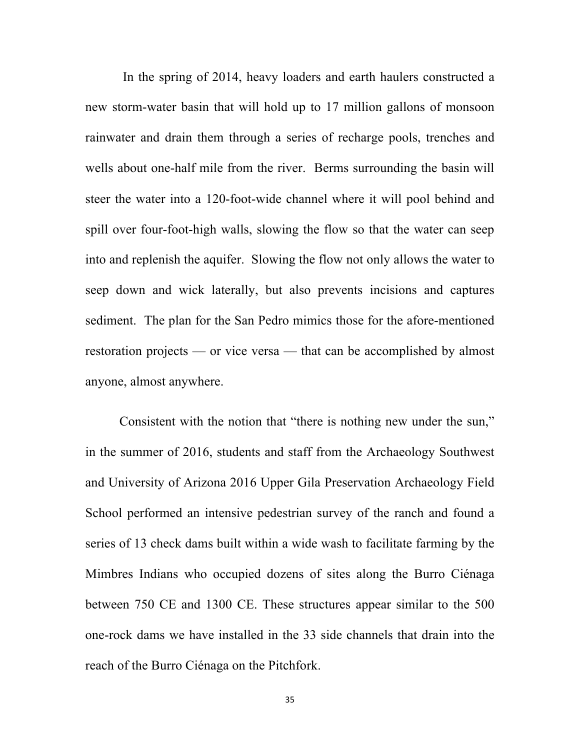In the spring of 2014, heavy loaders and earth haulers constructed a new storm-water basin that will hold up to 17 million gallons of monsoon rainwater and drain them through a series of recharge pools, trenches and wells about one-half mile from the river. Berms surrounding the basin will steer the water into a 120-foot-wide channel where it will pool behind and spill over four-foot-high walls, slowing the flow so that the water can seep into and replenish the aquifer. Slowing the flow not only allows the water to seep down and wick laterally, but also prevents incisions and captures sediment. The plan for the San Pedro mimics those for the afore-mentioned restoration projects — or vice versa — that can be accomplished by almost anyone, almost anywhere.

Consistent with the notion that "there is nothing new under the sun," in the summer of 2016, students and staff from the Archaeology Southwest and University of Arizona 2016 Upper Gila Preservation Archaeology Field School performed an intensive pedestrian survey of the ranch and found a series of 13 check dams built within a wide wash to facilitate farming by the Mimbres Indians who occupied dozens of sites along the Burro Ciénaga between 750 CE and 1300 CE. These structures appear similar to the 500 one-rock dams we have installed in the 33 side channels that drain into the reach of the Burro Ciénaga on the Pitchfork.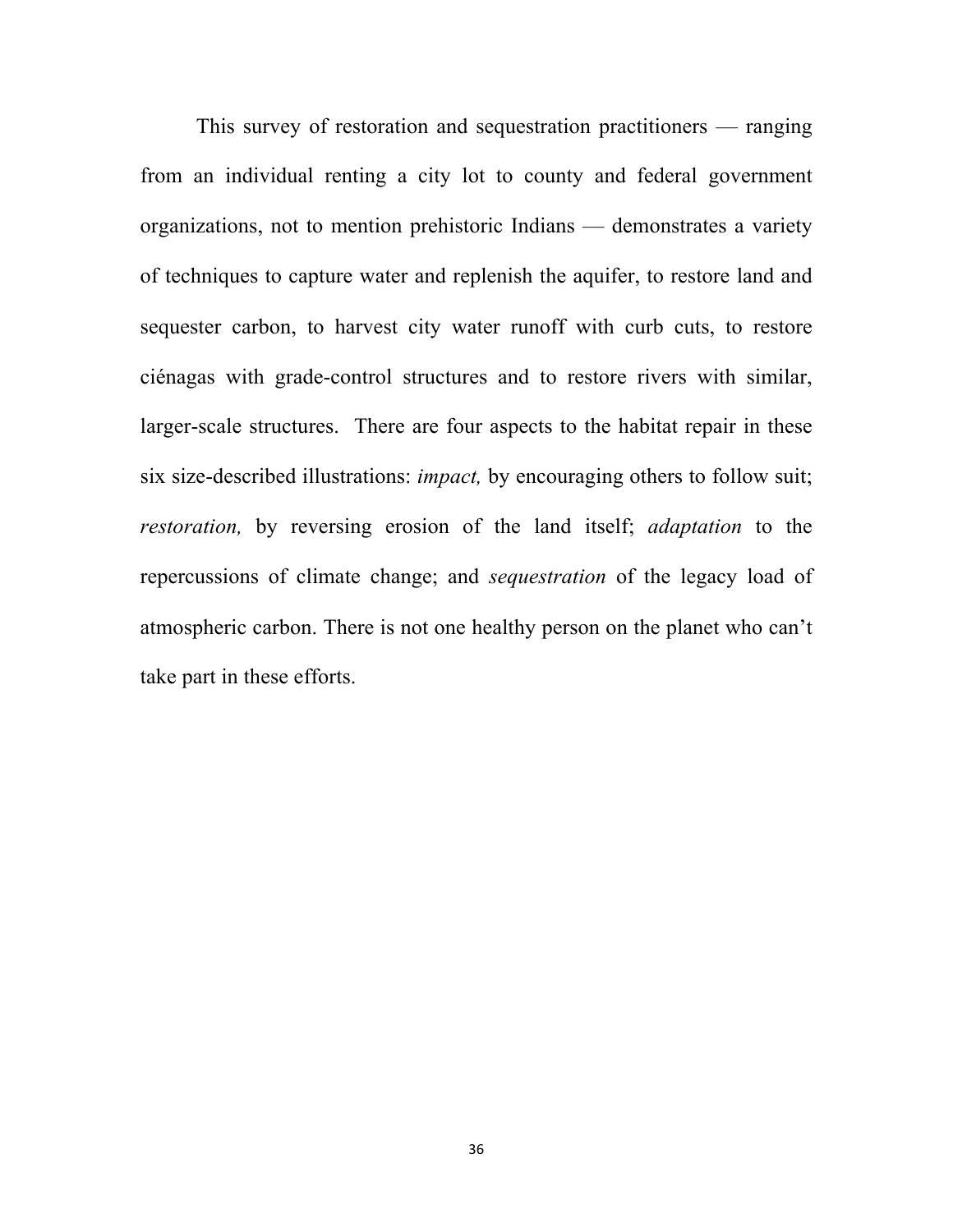This survey of restoration and sequestration practitioners — ranging from an individual renting a city lot to county and federal government organizations, not to mention prehistoric Indians — demonstrates a variety of techniques to capture water and replenish the aquifer, to restore land and sequester carbon, to harvest city water runoff with curb cuts, to restore ciénagas with grade-control structures and to restore rivers with similar, larger-scale structures. There are four aspects to the habitat repair in these six size-described illustrations: *impact,* by encouraging others to follow suit; *restoration,* by reversing erosion of the land itself; *adaptation* to the repercussions of climate change; and *sequestration* of the legacy load of atmospheric carbon. There is not one healthy person on the planet who can't take part in these efforts.